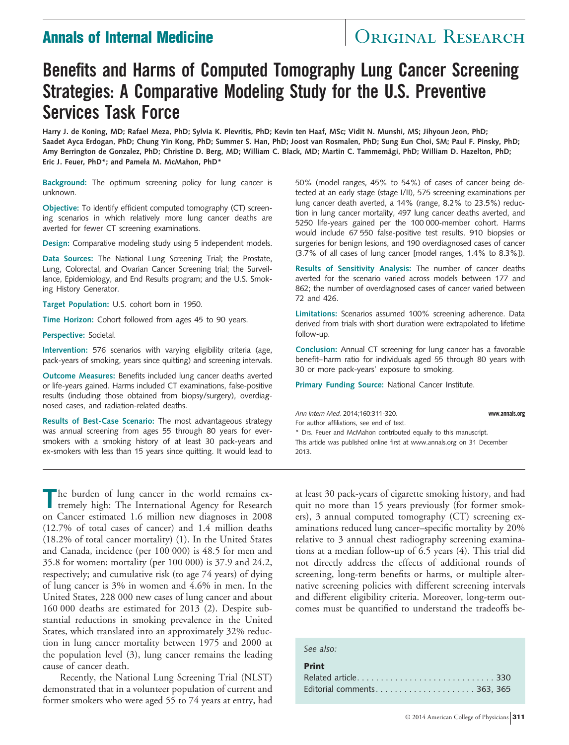Annals of Internal Medicine | Original Research

# Benefits and Harms of Computed Tomography Lung Cancer Screening Strategies: A Comparative Modeling Study for the U.S. Preventive Services Task Force

**Harry J. de Koning, MD; Rafael Meza, PhD; Sylvia K. Plevritis, PhD; Kevin ten Haaf, MSc; Vidit N. Munshi, MS; Jihyoun Jeon, PhD; Saadet Ayca Erdogan, PhD; Chung Yin Kong, PhD; Summer S. Han, PhD; Joost van Rosmalen, PhD; Sung Eun Choi, SM; Paul F. Pinsky, PhD; Amy Berrington de Gonzalez, PhD; Christine D. Berg, MD; William C. Black, MD; Martin C. Tammemägi, PhD; William D. Hazelton, PhD; Eric J. Feuer, PhD\*; and Pamela M. McMahon, PhD\***

**Background:** The optimum screening policy for lung cancer is unknown.

**Objective:** To identify efficient computed tomography (CT) screening scenarios in which relatively more lung cancer deaths are averted for fewer CT screening examinations.

**Design:** Comparative modeling study using 5 independent models.

**Data Sources:** The National Lung Screening Trial; the Prostate, Lung, Colorectal, and Ovarian Cancer Screening trial; the Surveillance, Epidemiology, and End Results program; and the U.S. Smoking History Generator.

**Target Population:** U.S. cohort born in 1950.

**Time Horizon:** Cohort followed from ages 45 to 90 years.

**Perspective:** Societal.

**Intervention:** 576 scenarios with varying eligibility criteria (age, pack-years of smoking, years since quitting) and screening intervals.

**Outcome Measures:** Benefits included lung cancer deaths averted or life-years gained. Harms included CT examinations, false-positive results (including those obtained from biopsy/surgery), overdiagnosed cases, and radiation-related deaths.

**Results of Best-Case Scenario:** The most advantageous strategy was annual screening from ages 55 through 80 years for ever-smokers with a smoking history of at least 30 pack-years and ex-smokers with less than 15 years since quitting. It would lead to 50% (model ranges, 45% to 54%) of cases of cancer being detected at an early stage (stage I/II), 575 screening examinations per lung cancer death averted, a 14% (range, 8.2% to 23.5%) reduction in lung cancer mortality, 497 lung cancer deaths averted, and 5250 life-years gained per the 100 000-member cohort. Harms would include 67 550 false-positive test results, 910 biopsies or surgeries for benign lesions, and 190 overdiagnosed cases of cancer (3.7% of all cases of lung cancer [model ranges, 1.4% to 8.3%]).

**Results of Sensitivity Analysis:** The number of cancer deaths averted for the scenario varied across models between 177 and 862; the number of overdiagnosed cases of cancer varied between 72 and 426.

**Limitations:** Scenarios assumed 100% screening adherence. Data derived from trials with short duration were extrapolated to lifetime follow-up.

**Conclusion:** Annual CT screening for lung cancer has a favorable benefit–harm ratio for individuals aged 55 through 80 years with 30 or more pack-years' exposure to smoking.

**Primary Funding Source:** National Cancer Institute.

*Ann Intern Med.* 2014;160:311-320. www.annals.org
For author affiliations, see end of text.
\* Drs. Feuer and McMahon contributed equally to this manuscript.
This article was published online first at www.annals.org on 31 December 2013.

The burden of lung cancer in the world remains extremely high: The International Agency for Research on Cancer estimated 1.6 million new diagnoses in 2008 (12.7% of total cases of cancer) and 1.4 million deaths (18.2% of total cancer mortality) (1). In the United States and Canada, incidence (per 100 000) is 48.5 for men and 35.8 for women; mortality (per 100 000) is 37.9 and 24.2, respectively; and cumulative risk (to age 74 years) of dying of lung cancer is 3% in women and 4.6% in men. In the United States, 228 000 new cases of lung cancer and about 160 000 deaths are estimated for 2013 (2). Despite substantial reductions in smoking prevalence in the United States, which translated into an approximately 32% reduction in lung cancer mortality between 1975 and 2000 at the population level (3), lung cancer remains the leading cause of cancer death.

Recently, the National Lung Screening Trial (NLST) demonstrated that in a volunteer population of current and former smokers who were aged 55 to 74 years at entry, had at least 30 pack-years of cigarette smoking history, and had quit no more than 15 years previously (for former smokers), 3 annual computed tomography (CT) screening examinations reduced lung cancer–specific mortality by 20% relative to 3 annual chest radiography screening examinations at a median follow-up of 6.5 years (4). This trial did not directly address the effects of additional rounds of screening, long-term benefits or harms, or multiple alternative screening policies with different screening intervals and different eligibility criteria. Moreover, long-term outcomes must be quantified to understand the tradeoffs be-

*See also:*

**Print**
Related article . . . . . . . . . . . . . . . . . . . . . . . . . . . . 330
Editorial comments . . . . . . . . . . . . . . . . . . . . . 363, 365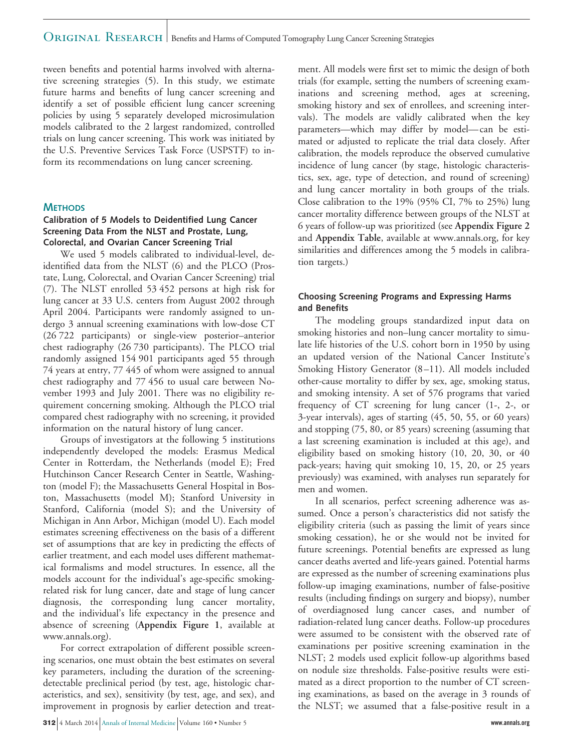tween benefits and potential harms involved with alternative screening strategies (5). In this study, we estimate future harms and benefits of lung cancer screening and identify a set of possible efficient lung cancer screening policies by using 5 separately developed microsimulation models calibrated to the 2 largest randomized, controlled trials on lung cancer screening. This work was initiated by the U.S. Preventive Services Task Force (USPSTF) to inform its recommendations on lung cancer screening.

## Methods

### Calibration of 5 Models to Deidentified Lung Cancer Screening Data From the NLST and Prostate, Lung, Colorectal, and Ovarian Cancer Screening Trial

We used 5 models calibrated to individual-level, deidentified data from the NLST (6) and the PLCO (Prostate, Lung, Colorectal, and Ovarian Cancer Screening) trial (7). The NLST enrolled 53 452 persons at high risk for lung cancer at 33 U.S. centers from August 2002 through April 2004. Participants were randomly assigned to undergo 3 annual screening examinations with low-dose CT (26 722 participants) or single-view posterior–anterior chest radiography (26 730 participants). The PLCO trial randomly assigned 154 901 participants aged 55 through 74 years at entry, 77 445 of whom were assigned to annual chest radiography and 77 456 to usual care between November 1993 and July 2001. There was no eligibility requirement concerning smoking. Although the PLCO trial compared chest radiography with no screening, it provided information on the natural history of lung cancer.

Groups of investigators at the following 5 institutions independently developed the models: Erasmus Medical Center in Rotterdam, the Netherlands (model E); Fred Hutchinson Cancer Research Center in Seattle, Washington (model F); the Massachusetts General Hospital in Boston, Massachusetts (model M); Stanford University in Stanford, California (model S); and the University of Michigan in Ann Arbor, Michigan (model U). Each model estimates screening effectiveness on the basis of a different set of assumptions that are key in predicting the effects of earlier treatment, and each model uses different mathematical formalisms and model structures. In essence, all the models account for the individual's age-specific smoking-related risk for lung cancer, date and stage of lung cancer diagnosis, the corresponding lung cancer mortality, and the individual's life expectancy in the presence and absence of screening (**Appendix Figure 1**, available at www.annals.org).

For correct extrapolation of different possible screening scenarios, one must obtain the best estimates on several key parameters, including the duration of the screening-detectable preclinical period (by test, age, histologic characteristics, and sex), sensitivity (by test, age, and sex), and improvement in prognosis by earlier detection and treatment. All models were first set to mimic the design of both trials (for example, setting the numbers of screening examinations and screening method, ages at screening, smoking history and sex of enrollees, and screening intervals). The models are validly calibrated when the key parameters—which may differ by model—can be estimated or adjusted to replicate the trial data closely. After calibration, the models reproduce the observed cumulative incidence of lung cancer (by stage, histologic characteristics, sex, age, type of detection, and round of screening) and lung cancer mortality in both groups of the trials. Close calibration to the 19% (95% CI, 7% to 25%) lung cancer mortality difference between groups of the NLST at 6 years of follow-up was prioritized (see **Appendix Figure 2** and **Appendix Table**, available at www.annals.org, for key similarities and differences among the 5 models in calibration targets.)

### Choosing Screening Programs and Expressing Harms and Benefits

The modeling groups standardized input data on smoking histories and non–lung cancer mortality to simulate life histories of the U.S. cohort born in 1950 by using an updated version of the National Cancer Institute's Smoking History Generator (8–11). All models included other-cause mortality to differ by sex, age, smoking status, and smoking intensity. A set of 576 programs that varied frequency of CT screening for lung cancer (1-, 2-, or 3-year intervals), ages of starting (45, 50, 55, or 60 years) and stopping (75, 80, or 85 years) screening (assuming that a last screening examination is included at this age), and eligibility based on smoking history (10, 20, 30, or 40 pack-years; having quit smoking 10, 15, 20, or 25 years previously) was examined, with analyses run separately for men and women.

In all scenarios, perfect screening adherence was assumed. Once a person's characteristics did not satisfy the eligibility criteria (such as passing the limit of years since smoking cessation), he or she would not be invited for future screenings. Potential benefits are expressed as lung cancer deaths averted and life-years gained. Potential harms are expressed as the number of screening examinations plus follow-up imaging examinations, number of false-positive results (including findings on surgery and biopsy), number of overdiagnosed lung cancer cases, and number of radiation-related lung cancer deaths. Follow-up procedures were assumed to be consistent with the observed rate of examinations per positive screening examination in the NLST; 2 models used explicit follow-up algorithms based on nodule size thresholds. False-positive results were estimated as a direct proportion to the number of CT screening examinations, as based on the average in 3 rounds of the NLST; we assumed that a false-positive result in a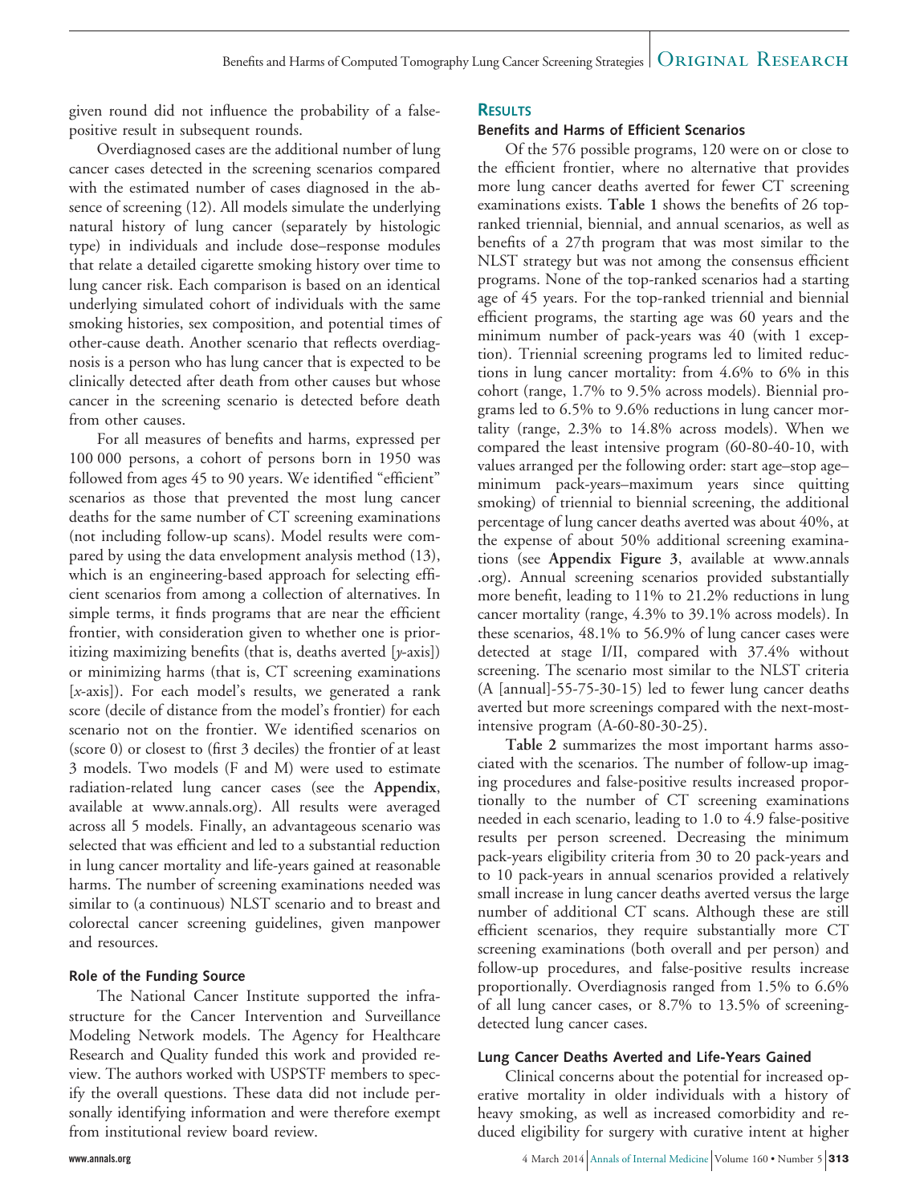given round did not influence the probability of a false-positive result in subsequent rounds.

Overdiagnosed cases are the additional number of lung cancer cases detected in the screening scenarios compared with the estimated number of cases diagnosed in the absence of screening (12). All models simulate the underlying natural history of lung cancer (separately by histologic type) in individuals and include dose–response modules that relate a detailed cigarette smoking history over time to lung cancer risk. Each comparison is based on an identical underlying simulated cohort of individuals with the same smoking histories, sex composition, and potential times of other-cause death. Another scenario that reflects overdiagnosis is a person who has lung cancer that is expected to be clinically detected after death from other causes but whose cancer in the screening scenario is detected before death from other causes.

For all measures of benefits and harms, expressed per 100 000 persons, a cohort of persons born in 1950 was followed from ages 45 to 90 years. We identified "efficient" scenarios as those that prevented the most lung cancer deaths for the same number of CT screening examinations (not including follow-up scans). Model results were compared by using the data envelopment analysis method (13), which is an engineering-based approach for selecting efficient scenarios from among a collection of alternatives. In simple terms, it finds programs that are near the efficient frontier, with consideration given to whether one is prioritizing maximizing benefits (that is, deaths averted [*y*-axis]) or minimizing harms (that is, CT screening examinations [*x*-axis]). For each model's results, we generated a rank score (decile of distance from the model's frontier) for each scenario not on the frontier. We identified scenarios on (score 0) or closest to (first 3 deciles) the frontier of at least 3 models. Two models (F and M) were used to estimate radiation-related lung cancer cases (see the **Appendix**, available at www.annals.org). All results were averaged across all 5 models. Finally, an advantageous scenario was selected that was efficient and led to a substantial reduction in lung cancer mortality and life-years gained at reasonable harms. The number of screening examinations needed was similar to (a continuous) NLST scenario and to breast and colorectal cancer screening guidelines, given manpower and resources.

### Role of the Funding Source

The National Cancer Institute supported the infrastructure for the Cancer Intervention and Surveillance Modeling Network models. The Agency for Healthcare Research and Quality funded this work and provided review. The authors worked with USPSTF members to specify the overall questions. These data did not include personally identifying information and were therefore exempt from institutional review board review.

## RESULTS

### Benefits and Harms of Efficient Scenarios

Of the 576 possible programs, 120 were on or close to the efficient frontier, where no alternative that provides more lung cancer deaths averted for fewer CT screening examinations exists. **Table 1** shows the benefits of 26 top-ranked triennial, biennial, and annual scenarios, as well as benefits of a 27th program that was most similar to the NLST strategy but was not among the consensus efficient programs. None of the top-ranked scenarios had a starting age of 45 years. For the top-ranked triennial and biennial efficient programs, the starting age was 60 years and the minimum number of pack-years was 40 (with 1 exception). Triennial screening programs led to limited reductions in lung cancer mortality: from 4.6% to 6% in this cohort (range, 1.7% to 9.5% across models). Biennial programs led to 6.5% to 9.6% reductions in lung cancer mortality (range, 2.3% to 14.8% across models). When we compared the least intensive program (60-80-40-10, with values arranged per the following order: start age–stop age–minimum pack-years–maximum years since quitting smoking) of triennial to biennial screening, the additional percentage of lung cancer deaths averted was about 40%, at the expense of about 50% additional screening examinations (see **Appendix Figure 3**, available at www.annals.org). Annual screening scenarios provided substantially more benefit, leading to 11% to 21.2% reductions in lung cancer mortality (range, 4.3% to 39.1% across models). In these scenarios, 48.1% to 56.9% of lung cancer cases were detected at stage I/II, compared with 37.4% without screening. The scenario most similar to the NLST criteria (A [annual]-55-75-30-15) led to fewer lung cancer deaths averted but more screenings compared with the next-most-intensive program (A-60-80-30-25).

**Table 2** summarizes the most important harms associated with the scenarios. The number of follow-up imaging procedures and false-positive results increased proportionally to the number of CT screening examinations needed in each scenario, leading to 1.0 to 4.9 false-positive results per person screened. Decreasing the minimum pack-years eligibility criteria from 30 to 20 pack-years and to 10 pack-years in annual scenarios provided a relatively small increase in lung cancer deaths averted versus the large number of additional CT scans. Although these are still efficient scenarios, they require substantially more CT screening examinations (both overall and per person) and follow-up procedures, and false-positive results increase proportionally. Overdiagnosis ranged from 1.5% to 6.6% of all lung cancer cases, or 8.7% to 13.5% of screening-detected lung cancer cases.

### Lung Cancer Deaths Averted and Life-Years Gained

Clinical concerns about the potential for increased operative mortality in older individuals with a history of heavy smoking, as well as increased comorbidity and reduced eligibility for surgery with curative intent at higher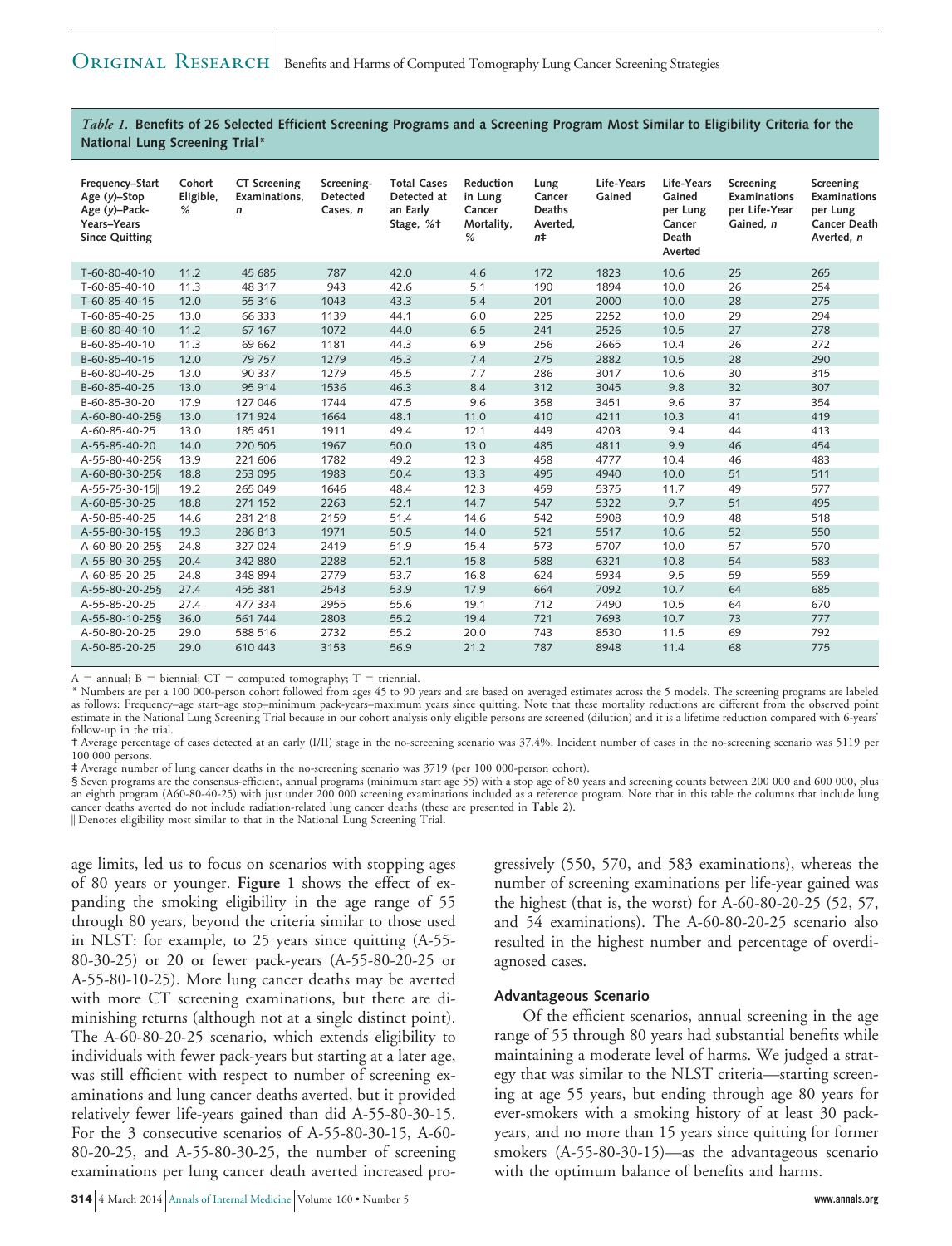*Table 1.* **Benefits of 26 Selected Efficient Screening Programs and a Screening Program Most Similar to Eligibility Criteria for the National Lung Screening Trial***

| Frequency–Start Age (y)–Stop Age (y)–Pack-Years–Years Since Quitting | Cohort Eligible, % | CT Screening Examinations, n | Screening-Detected Cases, n | Total Cases Detected at an Early Stage, %† | Reduction in Lung Cancer Mortality, % | Lung Cancer Deaths Averted, n‡ | Life-Years Gained | Life-Years Gained per Lung Cancer Death Averted | Screening Examinations per Life-Year Gained, n | Screening Examinations per Lung Cancer Death Averted, n |
|---|---|---|---|---|---|---|---|---|---|---|
| T-60-80-40-10 | 11.2 | 45 685 | 787 | 42.0 | 4.6 | 172 | 1823 | 10.6 | 25 | 265 |
| T-60-85-40-10 | 11.3 | 48 317 | 943 | 42.6 | 5.1 | 190 | 1894 | 10.0 | 26 | 254 |
| T-60-85-40-15 | 12.0 | 55 316 | 1043 | 43.3 | 5.4 | 201 | 2000 | 10.0 | 28 | 275 |
| T-60-85-40-25 | 13.0 | 66 333 | 1139 | 44.1 | 6.0 | 225 | 2252 | 10.0 | 29 | 294 |
| B-60-80-40-10 | 11.2 | 67 167 | 1072 | 44.0 | 6.5 | 241 | 2526 | 10.5 | 27 | 278 |
| B-60-85-40-10 | 11.3 | 69 662 | 1181 | 44.3 | 6.9 | 256 | 2665 | 10.4 | 26 | 272 |
| B-60-85-40-15 | 12.0 | 79 757 | 1279 | 45.3 | 7.4 | 275 | 2882 | 10.5 | 28 | 290 |
| B-60-80-40-25 | 13.0 | 90 337 | 1279 | 45.5 | 7.7 | 286 | 3017 | 10.6 | 30 | 315 |
| B-60-85-40-25 | 13.0 | 95 914 | 1536 | 46.3 | 8.4 | 312 | 3045 | 9.8 | 32 | 307 |
| B-60-85-30-20 | 17.9 | 127 046 | 1744 | 47.5 | 9.6 | 358 | 3451 | 9.6 | 37 | 354 |
| A-60-80-40-25§ | 13.0 | 171 924 | 1664 | 48.1 | 11.0 | 410 | 4211 | 10.3 | 41 | 419 |
| A-60-85-40-25 | 13.0 | 185 451 | 1911 | 49.4 | 12.1 | 449 | 4203 | 9.4 | 44 | 413 |
| A-55-85-40-20 | 14.0 | 220 505 | 1967 | 50.0 | 13.0 | 485 | 4811 | 9.9 | 46 | 454 |
| A-55-80-40-25§ | 13.9 | 221 606 | 1782 | 49.2 | 12.3 | 458 | 4777 | 10.4 | 46 | 483 |
| A-60-80-30-25§ | 18.8 | 253 095 | 1983 | 50.4 | 13.3 | 495 | 4940 | 10.0 | 51 | 511 |
| A-55-75-30-15‖ | 19.2 | 265 049 | 1646 | 48.4 | 12.3 | 459 | 5375 | 11.7 | 49 | 577 |
| A-60-85-30-25 | 18.8 | 271 152 | 2263 | 52.1 | 14.7 | 547 | 5322 | 9.7 | 51 | 495 |
| A-50-85-40-25 | 14.6 | 281 218 | 2159 | 51.4 | 14.6 | 542 | 5908 | 10.9 | 48 | 518 |
| A-55-80-30-15§ | 19.3 | 286 813 | 1971 | 50.5 | 14.0 | 521 | 5517 | 10.6 | 52 | 550 |
| A-60-80-20-25§ | 24.8 | 327 024 | 2419 | 51.9 | 15.4 | 573 | 5707 | 10.0 | 57 | 570 |
| A-55-80-30-25§ | 20.4 | 342 880 | 2288 | 52.1 | 15.8 | 588 | 6321 | 10.8 | 54 | 583 |
| A-60-85-20-25 | 24.8 | 348 894 | 2779 | 53.7 | 16.8 | 624 | 5934 | 9.5 | 59 | 559 |
| A-55-80-20-25§ | 27.4 | 455 381 | 2543 | 53.9 | 17.9 | 664 | 7092 | 10.7 | 64 | 685 |
| A-55-85-20-25 | 27.4 | 477 334 | 2955 | 55.6 | 19.1 | 712 | 7490 | 10.5 | 64 | 670 |
| A-55-80-10-25§ | 36.0 | 561 744 | 2803 | 55.2 | 19.4 | 721 | 7693 | 10.7 | 73 | 777 |
| A-50-80-20-25 | 29.0 | 588 516 | 2732 | 55.2 | 20.0 | 743 | 8530 | 11.5 | 69 | 792 |
| A-50-85-20-25 | 29.0 | 610 443 | 3153 | 56.9 | 21.2 | 787 | 8948 | 11.4 | 68 | 775 |

A = annual; B = biennial; CT = computed tomography; T = triennial.

\* Numbers are per a 100 000-person cohort followed from ages 45 to 90 years and are based on averaged estimates across the 5 models. The screening programs are labeled as follows: Frequency–age start–age stop–minimum pack-years–maximum years since quitting. Note that these mortality reductions are different from the observed point estimate in the National Lung Screening Trial because in our cohort analysis only eligible persons are screened (dilution) and it is a lifetime reduction compared with 6-years' follow-up in the trial.

† Average percentage of cases detected at an early (I/II) stage in the no-screening scenario was 37.4%. Incident number of cases in the no-screening scenario was 5119 per 100 000 persons.

‡ Average number of lung cancer deaths in the no-screening scenario was 3719 (per 100 000-person cohort).

§ Seven programs are the consensus-efficient, annual programs (minimum start age 55) with a stop age of 80 years and screening counts between 200 000 and 600 000, plus an eighth program (A60-80-40-25) with just under 200 000 screening examinations included as a reference program. Note that in this table the columns that include lung cancer deaths averted do not include radiation-related lung cancer deaths (these are presented in **Table 2**).

‖ Denotes eligibility most similar to that in the National Lung Screening Trial.

age limits, led us to focus on scenarios with stopping ages of 80 years or younger. **Figure 1** shows the effect of expanding the smoking eligibility in the age range of 55 through 80 years, beyond the criteria similar to those used in NLST: for example, to 25 years since quitting (A-55-80-30-25) or 20 or fewer pack-years (A-55-80-20-25 or A-55-80-10-25). More lung cancer deaths may be averted with more CT screening examinations, but there are diminishing returns (although not at a single distinct point). The A-60-80-20-25 scenario, which extends eligibility to individuals with fewer pack-years but starting at a later age, was still efficient with respect to number of screening examinations and lung cancer deaths averted, but it provided relatively fewer life-years gained than did A-55-80-30-15. For the 3 consecutive scenarios of A-55-80-30-15, A-60-80-20-25, and A-55-80-30-25, the number of screening examinations per lung cancer death averted increased progressively (550, 570, and 583 examinations), whereas the number of screening examinations per life-year gained was the highest (that is, the worst) for A-60-80-20-25 (52, 57, and 54 examinations). The A-60-80-20-25 scenario also resulted in the highest number and percentage of overdiagnosed cases.

### Advantageous Scenario

Of the efficient scenarios, annual screening in the age range of 55 through 80 years had substantial benefits while maintaining a moderate level of harms. We judged a strategy that was similar to the NLST criteria—starting screening at age 55 years, but ending through age 80 years for ever-smokers with a smoking history of at least 30 pack-years, and no more than 15 years since quitting for former smokers (A-55-80-30-15)—as the advantageous scenario with the optimum balance of benefits and harms.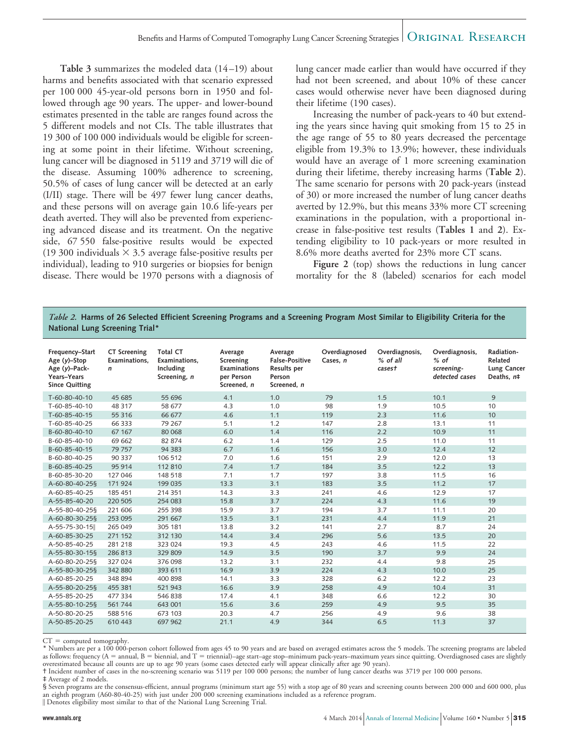**Table 3** summarizes the modeled data (14–19) about harms and benefits associated with that scenario expressed per 100 000 45-year-old persons born in 1950 and followed through age 90 years. The upper- and lower-bound estimates presented in the table are ranges found across the 5 different models and not CIs. The table illustrates that 19 300 of 100 000 individuals would be eligible for screening at some point in their lifetime. Without screening, lung cancer will be diagnosed in 5119 and 3719 will die of the disease. Assuming 100% adherence to screening, 50.5% of cases of lung cancer will be detected at an early (I/II) stage. There will be 497 fewer lung cancer deaths, and these persons will on average gain 10.6 life-years per death averted. They will also be prevented from experiencing advanced disease and its treatment. On the negative side, 67 550 false-positive results would be expected (19 300 individuals × 3.5 average false-positive results per individual), leading to 910 surgeries or biopsies for benign disease. There would be 1970 persons with a diagnosis of lung cancer made earlier than would have occurred if they had not been screened, and about 10% of these cancer cases would otherwise never have been diagnosed during their lifetime (190 cases).

Increasing the number of pack-years to 40 but extending the years since having quit smoking from 15 to 25 in the age range of 55 to 80 years decreased the percentage eligible from 19.3% to 13.9%; however, these individuals would have an average of 1 more screening examination during their lifetime, thereby increasing harms (**Table 2**). The same scenario for persons with 20 pack-years (instead of 30) or more increased the number of lung cancer deaths averted by 12.9%, but this means 33% more CT screening examinations in the population, with a proportional increase in false-positive test results (**Tables 1** and **2**). Extending eligibility to 10 pack-years or more resulted in 8.6% more deaths averted for 23% more CT scans.

**Figure 2** (top) shows the reductions in lung cancer mortality for the 8 (labeled) scenarios for each model

*Table 2.* **Harms of 26 Selected Efficient Screening Programs and a Screening Program Most Similar to Eligibility Criteria for the National Lung Screening Trial***

| Frequency–Start Age (y)–Stop Age (y)–Pack-Years–Years Since Quitting | CT Screening Examinations, n | Total CT Examinations, Including Screening, n | Average Screening Examinations per Person Screened, n | Average False-Positive Results per Person Screened, n | Overdiagnosed Cases, n | Overdiagnosis, % of all cases† | Overdiagnosis, % of screening-detected cases | Radiation-Related Lung Cancer Deaths, n‡ |
|---|---|---|---|---|---|---|---|---|
| T-60-80-40-10 | 45 685 | 55 696 | 4.1 | 1.0 | 79 | 1.5 | 10.1 | 9 |
| T-60-85-40-10 | 48 317 | 58 677 | 4.3 | 1.0 | 98 | 1.9 | 10.5 | 10 |
| T-60-85-40-15 | 55 316 | 66 677 | 4.6 | 1.1 | 119 | 2.3 | 11.6 | 10 |
| T-60-85-40-25 | 66 333 | 79 267 | 5.1 | 1.2 | 147 | 2.8 | 13.1 | 11 |
| B-60-80-40-10 | 67 167 | 80 068 | 6.0 | 1.4 | 116 | 2.2 | 10.9 | 11 |
| B-60-85-40-10 | 69 662 | 82 874 | 6.2 | 1.4 | 129 | 2.5 | 11.0 | 11 |
| B-60-85-40-15 | 79 757 | 94 383 | 6.7 | 1.6 | 156 | 3.0 | 12.4 | 12 |
| B-60-80-40-25 | 90 337 | 106 512 | 7.0 | 1.6 | 151 | 2.9 | 12.0 | 13 |
| B-60-85-40-25 | 95 914 | 112 810 | 7.4 | 1.7 | 184 | 3.5 | 12.2 | 13 |
| B-60-85-30-20 | 127 046 | 148 518 | 7.1 | 1.7 | 197 | 3.8 | 11.5 | 16 |
| A-60-80-40-25§ | 171 924 | 199 035 | 13.3 | 3.1 | 183 | 3.5 | 11.2 | 17 |
| A-60-85-40-25 | 185 451 | 214 351 | 14.3 | 3.3 | 241 | 4.6 | 12.9 | 17 |
| A-55-85-40-20 | 220 505 | 254 083 | 15.8 | 3.7 | 224 | 4.3 | 11.6 | 19 |
| A-55-80-40-25§ | 221 606 | 255 398 | 15.9 | 3.7 | 194 | 3.7 | 11.1 | 20 |
| A-60-80-30-25§ | 253 095 | 291 667 | 13.5 | 3.1 | 231 | 4.4 | 11.9 | 21 |
| A-55-75-30-15‖ | 265 049 | 305 181 | 13.8 | 3.2 | 141 | 2.7 | 8.7 | 24 |
| A-60-85-30-25 | 271 152 | 312 130 | 14.4 | 3.4 | 296 | 5.6 | 13.5 | 20 |
| A-50-85-40-25 | 281 218 | 323 024 | 19.3 | 4.5 | 243 | 4.6 | 11.5 | 22 |
| A-55-80-30-15§ | 286 813 | 329 809 | 14.9 | 3.5 | 190 | 3.7 | 9.9 | 24 |
| A-60-80-20-25§ | 327 024 | 376 098 | 13.2 | 3.1 | 232 | 4.4 | 9.8 | 25 |
| A-55-80-30-25§ | 342 880 | 393 611 | 16.9 | 3.9 | 224 | 4.3 | 10.0 | 25 |
| A-60-85-20-25 | 348 894 | 400 898 | 14.1 | 3.3 | 328 | 6.2 | 12.2 | 23 |
| A-55-80-20-25§ | 455 381 | 521 943 | 16.6 | 3.9 | 258 | 4.9 | 10.4 | 31 |
| A-55-85-20-25 | 477 334 | 546 838 | 17.4 | 4.1 | 348 | 6.6 | 12.2 | 30 |
| A-55-80-10-25§ | 561 744 | 643 001 | 15.6 | 3.6 | 259 | 4.9 | 9.5 | 35 |
| A-50-80-20-25 | 588 516 | 673 103 | 20.3 | 4.7 | 256 | 4.9 | 9.6 | 38 |
| A-50-85-20-25 | 610 443 | 697 962 | 21.1 | 4.9 | 344 | 6.5 | 11.3 | 37 |

CT = computed tomography.
* Numbers are per a 100 000-person cohort followed from ages 45 to 90 years and are based on averaged estimates across the 5 models. The screening programs are labeled as follows: frequency (A = annual, B = biennial, and T = triennial)–age start–age stop–minimum pack-years–maximum years since quitting. Overdiagnosed cases are slightly overestimated because all counts are up to age 90 years (some cases detected early will appear clinically after age 90 years).
† Incident number of cases in the no-screening scenario was 5119 per 100 000 persons; the number of lung cancer deaths was 3719 per 100 000 persons.
‡ Average of 2 models.
§ Seven programs are the consensus-efficient, annual programs (minimum start age 55) with a stop age of 80 years and screening counts between 200 000 and 600 000, plus an eighth program (A60-80-40-25) with just under 200 000 screening examinations included as a reference program.
‖ Denotes eligibility most similar to that of the National Lung Screening Trial.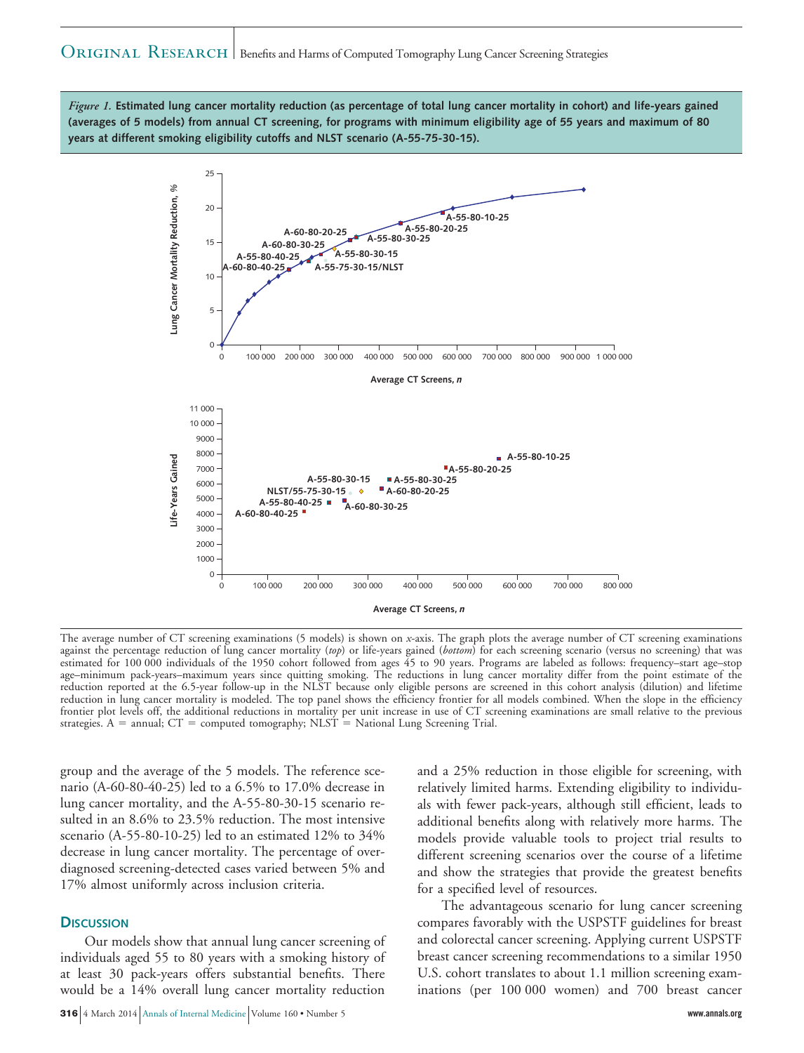*Figure 1.* **Estimated lung cancer mortality reduction (as percentage of total lung cancer mortality in cohort) and life-years gained (averages of 5 models) from annual CT screening, for programs with minimum eligibility age of 55 years and maximum of 80 years at different smoking eligibility cutoffs and NLST scenario (A-55-75-30-15).**

The average number of CT screening examinations (5 models) is shown on *x*-axis. The graph plots the average number of CT screening examinations against the percentage reduction of lung cancer mortality (*top*) or life-years gained (*bottom*) for each screening scenario (versus no screening) that was estimated for 100 000 individuals of the 1950 cohort followed from ages 45 to 90 years. Programs are labeled as follows: frequency–start age–stop age–minimum pack-years–maximum years since quitting smoking. The reductions in lung cancer mortality differ from the point estimate of the reduction reported at the 6.5-year follow-up in the NLST because only eligible persons are screened in this cohort analysis (dilution) and lifetime reduction in lung cancer mortality is modeled. The top panel shows the efficiency frontier for all models combined. When the slope in the efficiency frontier plot levels off, the additional reductions in mortality per unit increase in use of CT screening examinations are small relative to the previous strategies. A = annual; CT = computed tomography; NLST = National Lung Screening Trial.

group and the average of the 5 models. The reference scenario (A-60-80-40-25) led to a 6.5% to 17.0% decrease in lung cancer mortality, and the A-55-80-30-15 scenario resulted in an 8.6% to 23.5% reduction. The most intensive scenario (A-55-80-10-25) led to an estimated 12% to 34% decrease in lung cancer mortality. The percentage of overdiagnosed screening-detected cases varied between 5% and 17% almost uniformly across inclusion criteria.

## Discussion

Our models show that annual lung cancer screening of individuals aged 55 to 80 years with a smoking history of at least 30 pack-years offers substantial benefits. There would be a 14% overall lung cancer mortality reduction and a 25% reduction in those eligible for screening, with relatively limited harms. Extending eligibility to individuals with fewer pack-years, although still efficient, leads to additional benefits along with relatively more harms. The models provide valuable tools to project trial results to different screening scenarios over the course of a lifetime and show the strategies that provide the greatest benefits for a specified level of resources.

The advantageous scenario for lung cancer screening compares favorably with the USPSTF guidelines for breast and colorectal cancer screening. Applying current USPSTF breast cancer screening recommendations to a similar 1950 U.S. cohort translates to about 1.1 million screening examinations (per 100 000 women) and 700 breast cancer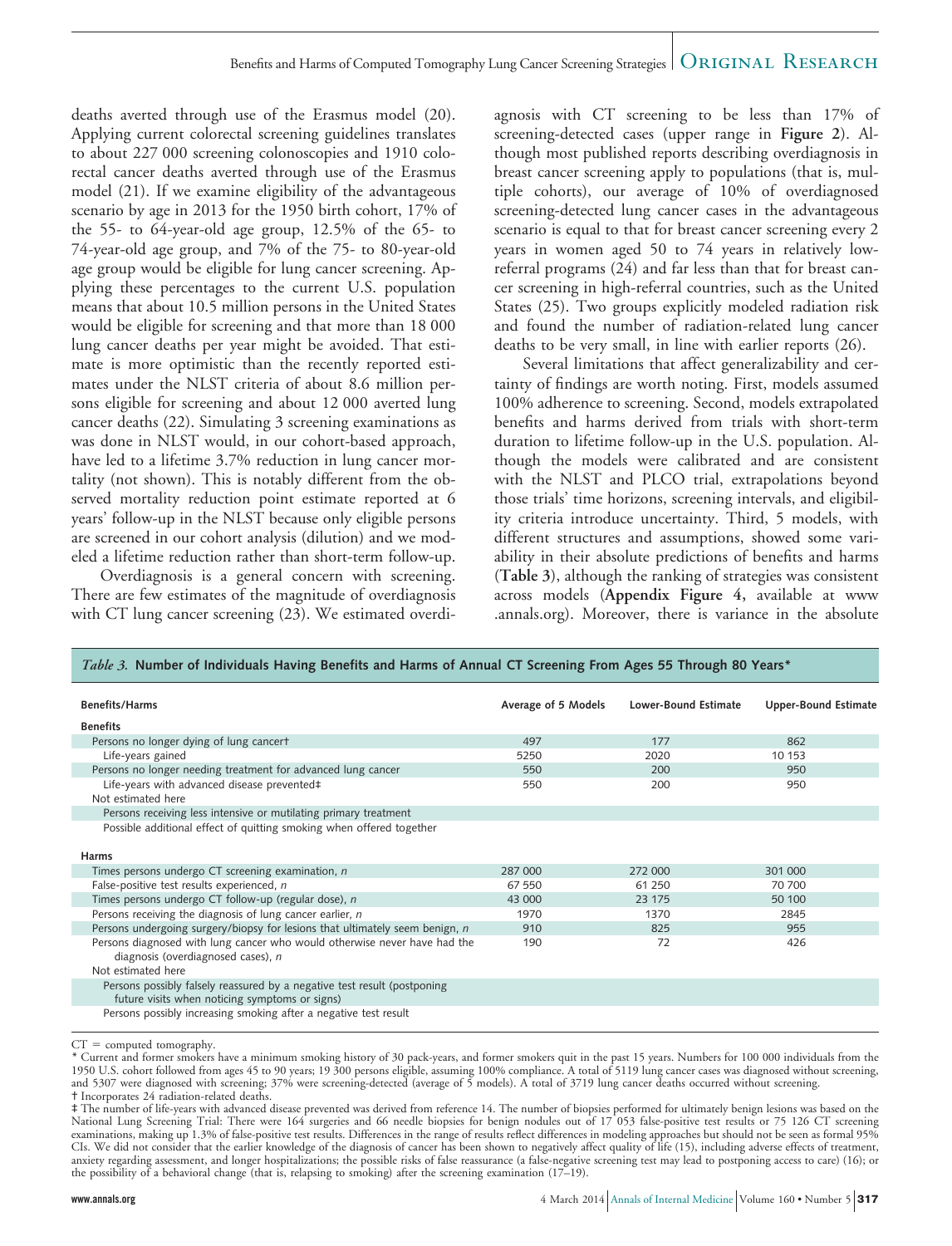deaths averted through use of the Erasmus model (20). Applying current colorectal screening guidelines translates to about 227 000 screening colonoscopies and 1910 colorectal cancer deaths averted through use of the Erasmus model (21). If we examine eligibility of the advantageous scenario by age in 2013 for the 1950 birth cohort, 17% of the 55- to 64-year-old age group, 12.5% of the 65- to 74-year-old age group, and 7% of the 75- to 80-year-old age group would be eligible for lung cancer screening. Applying these percentages to the current U.S. population means that about 10.5 million persons in the United States would be eligible for screening and that more than 18 000 lung cancer deaths per year might be avoided. That estimate is more optimistic than the recently reported estimates under the NLST criteria of about 8.6 million persons eligible for screening and about 12 000 averted lung cancer deaths (22). Simulating 3 screening examinations as was done in NLST would, in our cohort-based approach, have led to a lifetime 3.7% reduction in lung cancer mortality (not shown). This is notably different from the observed mortality reduction point estimate reported at 6 years' follow-up in the NLST because only eligible persons are screened in our cohort analysis (dilution) and we modeled a lifetime reduction rather than short-term follow-up.

Overdiagnosis is a general concern with screening. There are few estimates of the magnitude of overdiagnosis with CT lung cancer screening (23). We estimated overdiagnosis with CT screening to be less than 17% of screening-detected cases (upper range in **Figure 2**). Although most published reports describing overdiagnosis in breast cancer screening apply to populations (that is, multiple cohorts), our average of 10% of overdiagnosed screening-detected lung cancer cases in the advantageous scenario is equal to that for breast cancer screening every 2 years in women aged 50 to 74 years in relatively low-referral programs (24) and far less than that for breast cancer screening in high-referral countries, such as the United States (25). Two groups explicitly modeled radiation risk and found the number of radiation-related lung cancer deaths to be very small, in line with earlier reports (26).

Several limitations that affect generalizability and certainty of findings are worth noting. First, models assumed 100% adherence to screening. Second, models extrapolated benefits and harms derived from trials with short-term duration to lifetime follow-up in the U.S. population. Although the models were calibrated and are consistent with the NLST and PLCO trial, extrapolations beyond those trials' time horizons, screening intervals, and eligibility criteria introduce uncertainty. Third, 5 models, with different structures and assumptions, showed some variability in their absolute predictions of benefits and harms (**Table 3**), although the ranking of strategies was consistent across models (**Appendix Figure 4,** available at www.annals.org). Moreover, there is variance in the absolute

*Table 3.* **Number of Individuals Having Benefits and Harms of Annual CT Screening From Ages 55 Through 80 Years***

| Benefits/Harms | Average of 5 Models | Lower-Bound Estimate | Upper-Bound Estimate |
|---|---|---|---|
| **Benefits** | | | |
| Persons no longer dying of lung cancer† | 497 | 177 | 862 |
| Life-years gained | 5250 | 2020 | 10 153 |
| Persons no longer needing treatment for advanced lung cancer | 550 | 200 | 950 |
| Life-years with advanced disease prevented‡ | 550 | 200 | 950 |
| Not estimated here | | | |
| Persons receiving less intensive or mutilating primary treatment | | | |
| Possible additional effect of quitting smoking when offered together | | | |
| **Harms** | | | |
| Times persons undergo CT screening examination, *n* | 287 000 | 272 000 | 301 000 |
| False-positive test results experienced, *n* | 67 550 | 61 250 | 70 700 |
| Times persons undergo CT follow-up (regular dose), *n* | 43 000 | 23 175 | 50 100 |
| Persons receiving the diagnosis of lung cancer earlier, *n* | 1970 | 1370 | 2845 |
| Persons undergoing surgery/biopsy for lesions that ultimately seem benign, *n* | 910 | 825 | 955 |
| Persons diagnosed with lung cancer who would otherwise never have had the diagnosis (overdiagnosed cases), *n* | 190 | 72 | 426 |
| Not estimated here | | | |
| Persons possibly falsely reassured by a negative test result (postponing future visits when noticing symptoms or signs) | | | |
| Persons possibly increasing smoking after a negative test result | | | |

CT = computed tomography.
\* Current and former smokers have a minimum smoking history of 30 pack-years, and former smokers quit in the past 15 years. Numbers for 100 000 individuals from the 1950 U.S. cohort followed from ages 45 to 90 years; 19 300 persons eligible, assuming 100% compliance. A total of 5119 lung cancer cases was diagnosed without screening, and 5307 were diagnosed with screening; 37% were screening-detected (average of 5 models). A total of 3719 lung cancer deaths occurred without screening.
† Incorporates 24 radiation-related deaths.
‡ The number of life-years with advanced disease prevented was derived from reference 14. The number of biopsies performed for ultimately benign lesions was based on the National Lung Screening Trial: There were 164 surgeries and 66 needle biopsies for benign nodules out of 17 053 false-positive test results or 75 126 CT screening examinations, making up 1.3% of false-positive test results. Differences in the range of results reflect differences in modeling approaches but should not be seen as formal 95% CIs. We did not consider that the earlier knowledge of the diagnosis of cancer has been shown to negatively affect quality of life (15), including adverse effects of treatment, anxiety regarding assessment, and longer hospitalizations; the possible risks of false reassurance (a false-negative screening test may lead to postponing access to care) (16); or the possibility of a behavioral change (that is, relapsing to smoking) after the screening examination (17–19).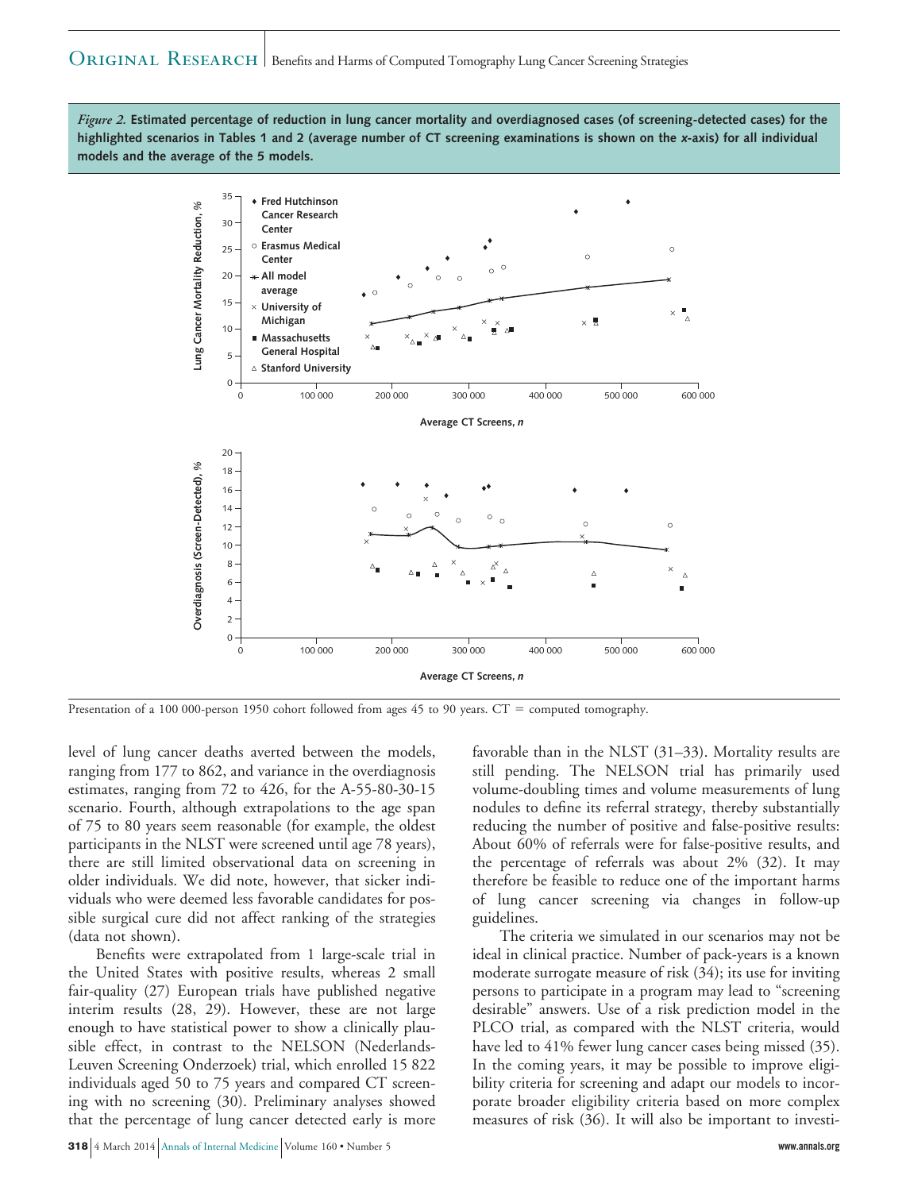*Figure 2.* **Estimated percentage of reduction in lung cancer mortality and overdiagnosed cases (of screening-detected cases) for the highlighted scenarios in Tables 1 and 2 (average number of CT screening examinations is shown on the x-axis) for all individual models and the average of the 5 models.**

Presentation of a 100 000-person 1950 cohort followed from ages 45 to 90 years. CT = computed tomography.

level of lung cancer deaths averted between the models, ranging from 177 to 862, and variance in the overdiagnosis estimates, ranging from 72 to 426, for the A-55-80-30-15 scenario. Fourth, although extrapolations to the age span of 75 to 80 years seem reasonable (for example, the oldest participants in the NLST were screened until age 78 years), there are still limited observational data on screening in older individuals. We did note, however, that sicker individuals who were deemed less favorable candidates for possible surgical cure did not affect ranking of the strategies (data not shown).

Benefits were extrapolated from 1 large-scale trial in the United States with positive results, whereas 2 small fair-quality (27) European trials have published negative interim results (28, 29). However, these are not large enough to have statistical power to show a clinically plausible effect, in contrast to the NELSON (Nederlands-Leuven Screening Onderzoek) trial, which enrolled 15 822 individuals aged 50 to 75 years and compared CT screening with no screening (30). Preliminary analyses showed that the percentage of lung cancer detected early is more favorable than in the NLST (31–33). Mortality results are still pending. The NELSON trial has primarily used volume-doubling times and volume measurements of lung nodules to define its referral strategy, thereby substantially reducing the number of positive and false-positive results: About 60% of referrals were for false-positive results, and the percentage of referrals was about 2% (32). It may therefore be feasible to reduce one of the important harms of lung cancer screening via changes in follow-up guidelines.

The criteria we simulated in our scenarios may not be ideal in clinical practice. Number of pack-years is a known moderate surrogate measure of risk (34); its use for inviting persons to participate in a program may lead to "screening desirable" answers. Use of a risk prediction model in the PLCO trial, as compared with the NLST criteria, would have led to 41% fewer lung cancer cases being missed (35). In the coming years, it may be possible to improve eligibility criteria for screening and adapt our models to incorporate broader eligibility criteria based on more complex measures of risk (36). It will also be important to investi-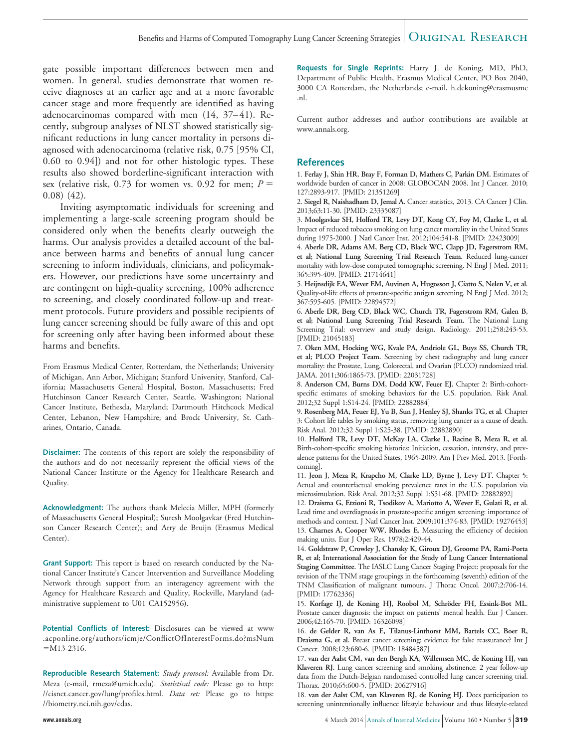gate possible important differences between men and women. In general, studies demonstrate that women receive diagnoses at an earlier age and at a more favorable cancer stage and more frequently are identified as having adenocarcinomas compared with men (14, 37–41). Recently, subgroup analyses of NLST showed statistically significant reductions in lung cancer mortality in persons diagnosed with adenocarcinoma (relative risk, 0.75 [95% CI, 0.60 to 0.94]) and not for other histologic types. These results also showed borderline-significant interaction with sex (relative risk, 0.73 for women vs. 0.92 for men; $P = 0.08$) (42).

Inviting asymptomatic individuals for screening and implementing a large-scale screening program should be considered only when the benefits clearly outweigh the harms. Our analysis provides a detailed account of the balance between harms and benefits of annual lung cancer screening to inform individuals, clinicians, and policymakers. However, our predictions have some uncertainty and are contingent on high-quality screening, 100% adherence to screening, and closely coordinated follow-up and treatment protocols. Future providers and possible recipients of lung cancer screening should be fully aware of this and opt for screening only after having been informed about these harms and benefits.

From Erasmus Medical Center, Rotterdam, the Netherlands; University of Michigan, Ann Arbor, Michigan; Stanford University, Stanford, California; Massachusetts General Hospital, Boston, Massachusetts; Fred Hutchinson Cancer Research Center, Seattle, Washington; National Cancer Institute, Bethesda, Maryland; Dartmouth Hitchcock Medical Center, Lebanon, New Hampshire; and Brock University, St. Catharines, Ontario, Canada.

**Disclaimer:** The contents of this report are solely the responsibility of the authors and do not necessarily represent the official views of the National Cancer Institute or the Agency for Healthcare Research and Quality.

**Acknowledgment:** The authors thank Melecia Miller, MPH (formerly of Massachusetts General Hospital); Suresh Moolgavkar (Fred Hutchinson Cancer Research Center); and Arry de Bruijn (Erasmus Medical Center).

**Grant Support:** This report is based on research conducted by the National Cancer Institute's Cancer Intervention and Surveillance Modeling Network through support from an interagency agreement with the Agency for Healthcare Research and Quality, Rockville, Maryland (administrative supplement to U01 CA152956).

**Potential Conflicts of Interest:** Disclosures can be viewed at www.acponline.org/authors/icmje/ConflictOfInterestForms.do?msNum=M13-2316.

**Reproducible Research Statement:** *Study protocol:* Available from Dr. Meza (e-mail, rmeza@umich.edu). *Statistical code:* Please go to http://cisnet.cancer.gov/lung/profiles.html. *Data set:* Please go to https://biometry.nci.nih.gov/cdas.

**Requests for Single Reprints:** Harry J. de Koning, MD, PhD, Department of Public Health, Erasmus Medical Center, PO Box 2040, 3000 CA Rotterdam, the Netherlands; e-mail, h.dekoning@erasmusmc.nl.

Current author addresses and author contributions are available at www.annals.org.

## References

1. **Ferlay J, Shin HR, Bray F, Forman D, Mathers C, Parkin DM.** Estimates of worldwide burden of cancer in 2008: GLOBOCAN 2008. Int J Cancer. 2010; 127:2893-917. [PMID: 21351269]
2. **Siegel R, Naishadham D, Jemal A.** Cancer statistics, 2013. CA Cancer J Clin. 2013;63:11-30. [PMID: 23335087]
3. **Moolgavkar SH, Holford TR, Levy DT, Kong CY, Foy M, Clarke L, et al.** Impact of reduced tobacco smoking on lung cancer mortality in the United States during 1975-2000. J Natl Cancer Inst. 2012;104:541-8. [PMID: 22423009]
4. **Aberle DR, Adams AM, Berg CD, Black WC, Clapp JD, Fagerstrom RM, et al; National Lung Screening Trial Research Team.** Reduced lung-cancer mortality with low-dose computed tomographic screening. N Engl J Med. 2011; 365:395-409. [PMID: 21714641]
5. **Heijnsdijk EA, Wever EM, Auvinen A, Hugosson J, Ciatto S, Nelen V, et al.** Quality-of-life effects of prostate-specific antigen screening. N Engl J Med. 2012; 367:595-605. [PMID: 22894572]
6. **Aberle DR, Berg CD, Black WC, Church TR, Fagerstrom RM, Galen B, et al; National Lung Screening Trial Research Team.** The National Lung Screening Trial: overview and study design. Radiology. 2011;258:243-53. [PMID: 21045183]
7. **Oken MM, Hocking WG, Kvale PA, Andriole GL, Buys SS, Church TR, et al; PLCO Project Team.** Screening by chest radiograph and lung cancer mortality: the Prostate, Lung, Colorectal, and Ovarian (PLCO) randomized trial. JAMA. 2011;306:1865-73. [PMID: 22031728]
8. **Anderson CM, Burns DM, Dodd KW, Feuer EJ.** Chapter 2: Birth-cohort-specific estimates of smoking behaviors for the U.S. population. Risk Anal. 2012;32 Suppl 1:S14-24. [PMID: 22882884]
9. **Rosenberg MA, Feuer EJ, Yu B, Sun J, Henley SJ, Shanks TG, et al.** Chapter 3: Cohort life tables by smoking status, removing lung cancer as a cause of death. Risk Anal. 2012;32 Suppl 1:S25-38. [PMID: 22882890]
10. **Holford TR, Levy DT, McKay LA, Clarke L, Racine B, Meza R, et al.** Birth-cohort-specific smoking histories: Initiation, cessation, intensity, and prevalence patterns for the United States, 1965-2009. Am J Prev Med. 2013. [Forthcoming].
11. **Jeon J, Meza R, Krapcho M, Clarke LD, Byrne J, Levy DT.** Chapter 5: Actual and counterfactual smoking prevalence rates in the U.S. population via microsimulation. Risk Anal. 2012;32 Suppl 1:S51-68. [PMID: 22882892]
12. **Draisma G, Etzioni R, Tsodikov A, Mariotto A, Wever E, Gulati R, et al.** Lead time and overdiagnosis in prostate-specific antigen screening: importance of methods and context. J Natl Cancer Inst. 2009;101:374-83. [PMID: 19276453]
13. **Charnes A, Cooper WW, Rhodes E.** Measuring the efficiency of decision making units. Eur J Oper Res. 1978;2:429-44.
14. **Goldstraw P, Crowley J, Chansky K, Giroux DJ, Groome PA, Rami-Porta R, et al; International Association for the Study of Lung Cancer International Staging Committee.** The IASLC Lung Cancer Staging Project: proposals for the revision of the TNM stage groupings in the forthcoming (seventh) edition of the TNM Classification of malignant tumours. J Thorac Oncol. 2007;2:706-14. [PMID: 17762336]
15. **Korfage IJ, de Koning HJ, Roobol M, Schröder FH, Essink-Bot ML.** Prostate cancer diagnosis: the impact on patients' mental health. Eur J Cancer. 2006;42:165-70. [PMID: 16326098]
16. **de Gelder R, van As E, Tilanus-Linthorst MM, Bartels CC, Boer R, Draisma G, et al.** Breast cancer screening: evidence for false reassurance? Int J Cancer. 2008;123:680-6. [PMID: 18484587]
17. **van der Aalst CM, van den Bergh KA, Willemsen MC, de Koning HJ, van Klaveren RJ.** Lung cancer screening and smoking abstinence: 2 year follow-up data from the Dutch-Belgian randomised controlled lung cancer screening trial. Thorax. 2010;65:600-5. [PMID: 20627916]
18. **van der Aalst CM, van Klaveren RJ, de Koning HJ.** Does participation to screening unintentionally influence lifestyle behaviour and thus lifestyle-related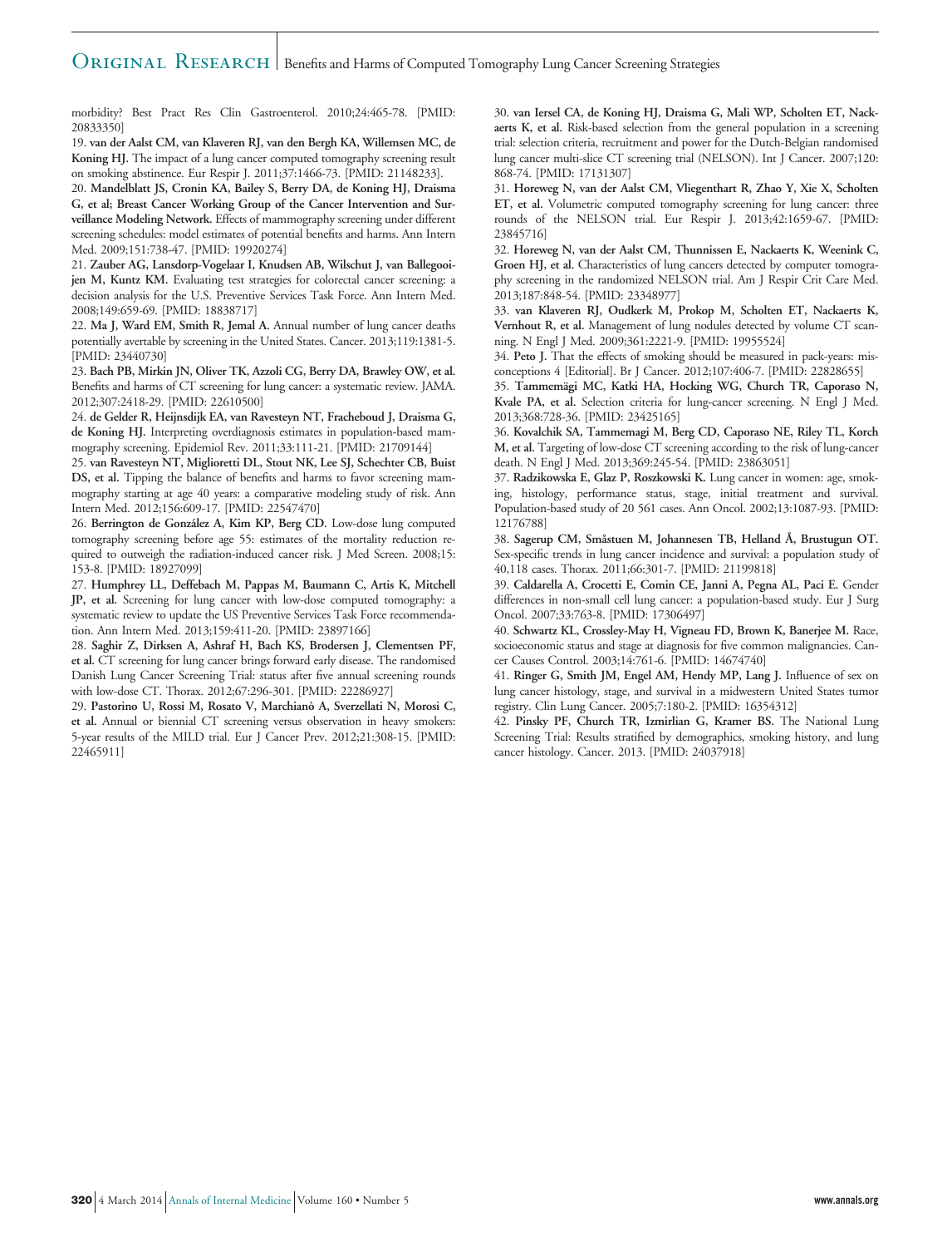morbidity? Best Pract Res Clin Gastroenterol. 2010;24:465-78. [PMID: 20833350]

19. **van der Aalst CM, van Klaveren RJ, van den Bergh KA, Willemsen MC, de Koning HJ.** The impact of a lung cancer computed tomography screening result on smoking abstinence. Eur Respir J. 2011;37:1466-73. [PMID: 21148233].

20. **Mandelblatt JS, Cronin KA, Bailey S, Berry DA, de Koning HJ, Draisma G, et al; Breast Cancer Working Group of the Cancer Intervention and Surveillance Modeling Network.** Effects of mammography screening under different screening schedules: model estimates of potential benefits and harms. Ann Intern Med. 2009;151:738-47. [PMID: 19920274]

21. **Zauber AG, Lansdorp-Vogelaar I, Knudsen AB, Wilschut J, van Ballegooijen M, Kuntz KM.** Evaluating test strategies for colorectal cancer screening: a decision analysis for the U.S. Preventive Services Task Force. Ann Intern Med. 2008;149:659-69. [PMID: 18838717]

22. **Ma J, Ward EM, Smith R, Jemal A.** Annual number of lung cancer deaths potentially avertable by screening in the United States. Cancer. 2013;119:1381-5. [PMID: 23440730]

23. **Bach PB, Mirkin JN, Oliver TK, Azzoli CG, Berry DA, Brawley OW, et al.** Benefits and harms of CT screening for lung cancer: a systematic review. JAMA. 2012;307:2418-29. [PMID: 22610500]

24. **de Gelder R, Heijnsdijk EA, van Ravesteyn NT, Fracheboud J, Draisma G, de Koning HJ.** Interpreting overdiagnosis estimates in population-based mammography screening. Epidemiol Rev. 2011;33:111-21. [PMID: 21709144]

25. **van Ravesteyn NT, Miglioretti DL, Stout NK, Lee SJ, Schechter CB, Buist DS, et al.** Tipping the balance of benefits and harms to favor screening mammography starting at age 40 years: a comparative modeling study of risk. Ann Intern Med. 2012;156:609-17. [PMID: 22547470]

26. **Berrington de González A, Kim KP, Berg CD.** Low-dose lung computed tomography screening before age 55: estimates of the mortality reduction required to outweigh the radiation-induced cancer risk. J Med Screen. 2008;15: 153-8. [PMID: 18927099]

27. **Humphrey LL, Deffebach M, Pappas M, Baumann C, Artis K, Mitchell JP, et al.** Screening for lung cancer with low-dose computed tomography: a systematic review to update the US Preventive Services Task Force recommendation. Ann Intern Med. 2013;159:411-20. [PMID: 23897166]

28. **Saghir Z, Dirksen A, Ashraf H, Bach KS, Brodersen J, Clementsen PF, et al.** CT screening for lung cancer brings forward early disease. The randomised Danish Lung Cancer Screening Trial: status after five annual screening rounds with low-dose CT. Thorax. 2012;67:296-301. [PMID: 22286927]

29. **Pastorino U, Rossi M, Rosato V, Marchianò A, Sverzellati N, Morosi C, et al.** Annual or biennial CT screening versus observation in heavy smokers: 5-year results of the MILD trial. Eur J Cancer Prev. 2012;21:308-15. [PMID: 22465911]

30. **van Iersel CA, de Koning HJ, Draisma G, Mali WP, Scholten ET, Nackaerts K, et al.** Risk-based selection from the general population in a screening trial: selection criteria, recruitment and power for the Dutch-Belgian randomised lung cancer multi-slice CT screening trial (NELSON). Int J Cancer. 2007;120: 868-74. [PMID: 17131307]

31. **Horeweg N, van der Aalst CM, Vliegenthart R, Zhao Y, Xie X, Scholten ET, et al.** Volumetric computed tomography screening for lung cancer: three rounds of the NELSON trial. Eur Respir J. 2013;42:1659-67. [PMID: 23845716]

32. **Horeweg N, van der Aalst CM, Thunnissen E, Nackaerts K, Weenink C, Groen HJ, et al.** Characteristics of lung cancers detected by computer tomography screening in the randomized NELSON trial. Am J Respir Crit Care Med. 2013;187:848-54. [PMID: 23348977]

33. **van Klaveren RJ, Oudkerk M, Prokop M, Scholten ET, Nackaerts K, Vernhout R, et al.** Management of lung nodules detected by volume CT scanning. N Engl J Med. 2009;361:2221-9. [PMID: 19955524]

34. **Peto J.** That the effects of smoking should be measured in pack-years: misconceptions 4 [Editorial]. Br J Cancer. 2012;107:406-7. [PMID: 22828655]

35. **Tammemägi MC, Katki HA, Hocking WG, Church TR, Caporaso N, Kvale PA, et al.** Selection criteria for lung-cancer screening. N Engl J Med. 2013;368:728-36. [PMID: 23425165]

36. **Kovalchik SA, Tammemagi M, Berg CD, Caporaso NE, Riley TL, Korch M, et al.** Targeting of low-dose CT screening according to the risk of lung-cancer death. N Engl J Med. 2013;369:245-54. [PMID: 23863051]

37. **Radzikowska E, Glaz P, Roszkowski K.** Lung cancer in women: age, smoking, histology, performance status, stage, initial treatment and survival. Population-based study of 20 561 cases. Ann Oncol. 2002;13:1087-93. [PMID: 12176788]

38. **Sagerup CM, Småstuen M, Johannesen TB, Helland Å, Brustugun OT.** Sex-specific trends in lung cancer incidence and survival: a population study of 40,118 cases. Thorax. 2011;66:301-7. [PMID: 21199818]

39. **Caldarella A, Crocetti E, Comin CE, Janni A, Pegna AL, Paci E.** Gender differences in non-small cell lung cancer: a population-based study. Eur J Surg Oncol. 2007;33:763-8. [PMID: 17306497]

40. **Schwartz KL, Crossley-May H, Vigneau FD, Brown K, Banerjee M.** Race, socioeconomic status and stage at diagnosis for five common malignancies. Cancer Causes Control. 2003;14:761-6. [PMID: 14674740]

41. **Ringer G, Smith JM, Engel AM, Hendy MP, Lang J.** Influence of sex on lung cancer histology, stage, and survival in a midwestern United States tumor registry. Clin Lung Cancer. 2005;7:180-2. [PMID: 16354312]

42. **Pinsky PF, Church TR, Izmirlian G, Kramer BS.** The National Lung Screening Trial: Results stratified by demographics, smoking history, and lung cancer histology. Cancer. 2013. [PMID: 24037918]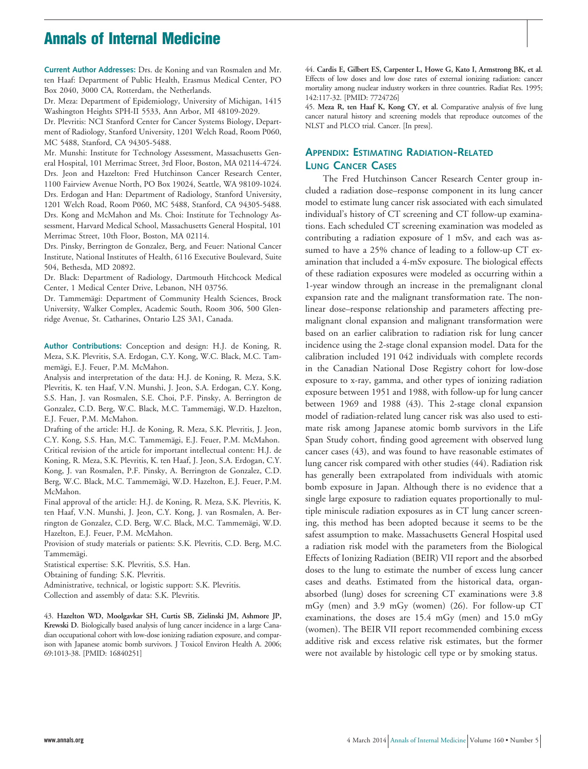**Current Author Addresses:** Drs. de Koning and van Rosmalen and Mr. ten Haaf: Department of Public Health, Erasmus Medical Center, PO Box 2040, 3000 CA, Rotterdam, the Netherlands.

Dr. Meza: Department of Epidemiology, University of Michigan, 1415 Washington Heights SPH-II 5533, Ann Arbor, MI 48109-2029.

Dr. Plevritis: NCI Stanford Center for Cancer Systems Biology, Department of Radiology, Stanford University, 1201 Welch Road, Room P060, MC 5488, Stanford, CA 94305-5488.

Mr. Munshi: Institute for Technology Assessment, Massachusetts General Hospital, 101 Merrimac Street, 3rd Floor, Boston, MA 02114-4724.

Drs. Jeon and Hazelton: Fred Hutchinson Cancer Research Center, 1100 Fairview Avenue North, PO Box 19024, Seattle, WA 98109-1024.

Drs. Erdogan and Han: Department of Radiology, Stanford University, 1201 Welch Road, Room P060, MC 5488, Stanford, CA 94305-5488.

Drs. Kong and McMahon and Ms. Choi: Institute for Technology Assessment, Harvard Medical School, Massachusetts General Hospital, 101 Merrimac Street, 10th Floor, Boston, MA 02114.

Drs. Pinsky, Berrington de Gonzalez, Berg, and Feuer: National Cancer Institute, National Institutes of Health, 6116 Executive Boulevard, Suite 504, Bethesda, MD 20892.

Dr. Black: Department of Radiology, Dartmouth Hitchcock Medical Center, 1 Medical Center Drive, Lebanon, NH 03756.

Dr. Tammemägi: Department of Community Health Sciences, Brock University, Walker Complex, Academic South, Room 306, 500 Glenridge Avenue, St. Catharines, Ontario L2S 3A1, Canada.

**Author Contributions:** Conception and design: H.J. de Koning, R. Meza, S.K. Plevritis, S.A. Erdogan, C.Y. Kong, W.C. Black, M.C. Tammemägi, E.J. Feuer, P.M. McMahon.

Analysis and interpretation of the data: H.J. de Koning, R. Meza, S.K. Plevritis, K. ten Haaf, V.N. Munshi, J. Jeon, S.A. Erdogan, C.Y. Kong, S.S. Han, J. van Rosmalen, S.E. Choi, P.F. Pinsky, A. Berrington de Gonzalez, C.D. Berg, W.C. Black, M.C. Tammemägi, W.D. Hazelton, E.J. Feuer, P.M. McMahon.

Drafting of the article: H.J. de Koning, R. Meza, S.K. Plevritis, J. Jeon, C.Y. Kong, S.S. Han, M.C. Tammemägi, E.J. Feuer, P.M. McMahon.

Critical revision of the article for important intellectual content: H.J. de Koning, R. Meza, S.K. Plevritis, K. ten Haaf, J. Jeon, S.A. Erdogan, C.Y. Kong, J. van Rosmalen, P.F. Pinsky, A. Berrington de Gonzalez, C.D. Berg, W.C. Black, M.C. Tammemägi, W.D. Hazelton, E.J. Feuer, P.M. McMahon.

Final approval of the article: H.J. de Koning, R. Meza, S.K. Plevritis, K. ten Haaf, V.N. Munshi, J. Jeon, C.Y. Kong, J. van Rosmalen, A. Berrington de Gonzalez, C.D. Berg, W.C. Black, M.C. Tammemägi, W.D. Hazelton, E.J. Feuer, P.M. McMahon.

Provision of study materials or patients: S.K. Plevritis, C.D. Berg, M.C. Tammemägi.

Statistical expertise: S.K. Plevritis, S.S. Han.

Obtaining of funding: S.K. Plevritis.

Administrative, technical, or logistic support: S.K. Plevritis.

Collection and assembly of data: S.K. Plevritis.

43. **Hazelton WD, Moolgavkar SH, Curtis SB, Zielinski JM, Ashmore JP, Krewski D.** Biologically based analysis of lung cancer incidence in a large Canadian occupational cohort with low-dose ionizing radiation exposure, and comparison with Japanese atomic bomb survivors. J Toxicol Environ Health A. 2006; 69:1013-38. [PMID: 16840251]

44. **Cardis E, Gilbert ES, Carpenter L, Howe G, Kato I, Armstrong BK, et al.** Effects of low doses and low dose rates of external ionizing radiation: cancer mortality among nuclear industry workers in three countries. Radiat Res. 1995; 142:117-32. [PMID: 7724726]

45. **Meza R, ten Haaf K, Kong CY, et al.** Comparative analysis of five lung cancer natural history and screening models that reproduce outcomes of the NLST and PLCO trial. Cancer. [In press].

## Appendix: Estimating Radiation-Related Lung Cancer Cases

The Fred Hutchinson Cancer Research Center group included a radiation dose–response component in its lung cancer model to estimate lung cancer risk associated with each simulated individual's history of CT screening and CT follow-up examinations. Each scheduled CT screening examination was modeled as contributing a radiation exposure of 1 mSv, and each was assumed to have a 25% chance of leading to a follow-up CT examination that included a 4-mSv exposure. The biological effects of these radiation exposures were modeled as occurring within a 1-year window through an increase in the premalignant clonal expansion rate and the malignant transformation rate. The nonlinear dose–response relationship and parameters affecting premalignant clonal expansion and malignant transformation were based on an earlier calibration to radiation risk for lung cancer incidence using the 2-stage clonal expansion model. Data for the calibration included 191 042 individuals with complete records in the Canadian National Dose Registry cohort for low-dose exposure to x-ray, gamma, and other types of ionizing radiation exposure between 1951 and 1988, with follow-up for lung cancer between 1969 and 1988 (43). This 2-stage clonal expansion model of radiation-related lung cancer risk was also used to estimate risk among Japanese atomic bomb survivors in the Life Span Study cohort, finding good agreement with observed lung cancer cases (43), and was found to have reasonable estimates of lung cancer risk compared with other studies (44). Radiation risk has generally been extrapolated from individuals with atomic bomb exposure in Japan. Although there is no evidence that a single large exposure to radiation equates proportionally to multiple miniscule radiation exposures as in CT lung cancer screening, this method has been adopted because it seems to be the safest assumption to make. Massachusetts General Hospital used a radiation risk model with the parameters from the Biological Effects of Ionizing Radiation (BEIR) VII report and the absorbed doses to the lung to estimate the number of excess lung cancer cases and deaths. Estimated from the historical data, organ-absorbed (lung) doses for screening CT examinations were 3.8 mGy (men) and 3.9 mGy (women) (26). For follow-up CT examinations, the doses are 15.4 mGy (men) and 15.0 mGy (women). The BEIR VII report recommended combining excess additive risk and excess relative risk estimates, but the former were not available by histologic cell type or by smoking status.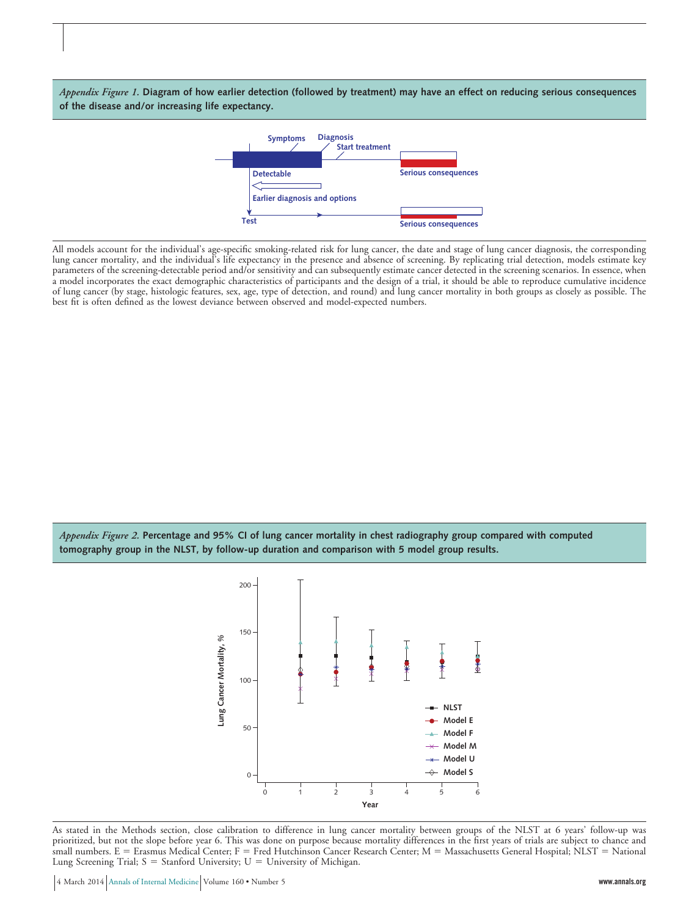*Appendix Figure 1.* **Diagram of how earlier detection (followed by treatment) may have an effect on reducing serious consequences of the disease and/or increasing life expectancy.**

All models account for the individual's age-specific smoking-related risk for lung cancer, the date and stage of lung cancer diagnosis, the corresponding lung cancer mortality, and the individual's life expectancy in the presence and absence of screening. By replicating trial detection, models estimate key parameters of the screening-detectable period and/or sensitivity and can subsequently estimate cancer detected in the screening scenarios. In essence, when a model incorporates the exact demographic characteristics of participants and the design of a trial, it should be able to reproduce cumulative incidence of lung cancer (by stage, histologic features, sex, age, type of detection, and round) and lung cancer mortality in both groups as closely as possible. The best fit is often defined as the lowest deviance between observed and model-expected numbers.

*Appendix Figure 2.* **Percentage and 95% CI of lung cancer mortality in chest radiography group compared with computed tomography group in the NLST, by follow-up duration and comparison with 5 model group results.**

As stated in the Methods section, close calibration to difference in lung cancer mortality between groups of the NLST at 6 years' follow-up was prioritized, but not the slope before year 6. This was done on purpose because mortality differences in the first years of trials are subject to chance and small numbers. E = Erasmus Medical Center; F = Fred Hutchinson Cancer Research Center; M = Massachusetts General Hospital; NLST = National Lung Screening Trial; S = Stanford University; U = University of Michigan.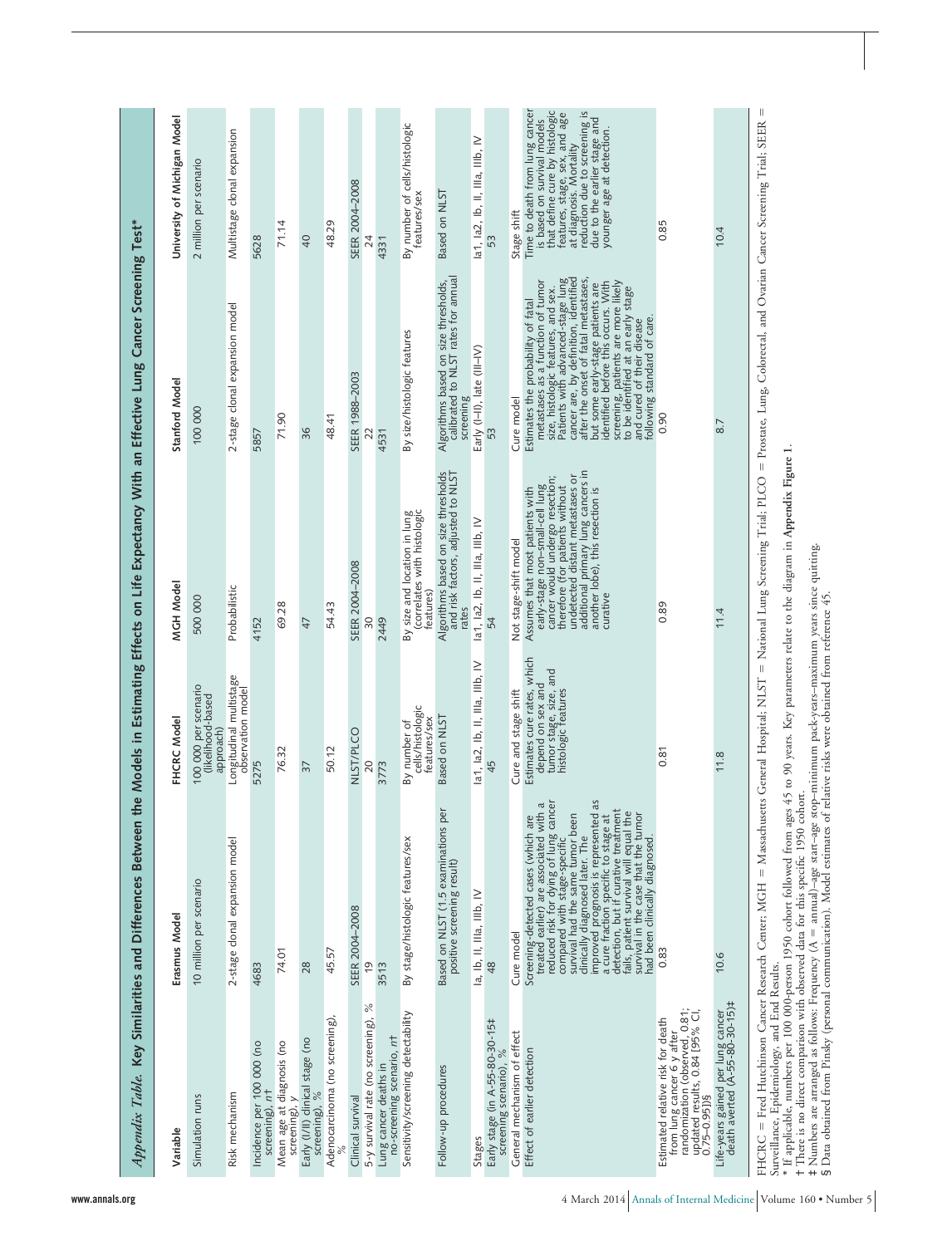*Appendix Table.* **Key Similarities and Differences Between the Models in Estimating Effects on Life Expectancy With an Effective Lung Cancer Screening Test***

| Variable | Erasmus Model | FHCRC Model | MGH Model | Stanford Model | University of Michigan Model |
|---|---|---|---|---|---|
| Simulation runs | 10 million per scenario | 100 000 per scenario (likelihood-based approach) | 500 000 | 100 000 | 2 million per scenario |
| Risk mechanism | 2-stage clonal expansion model | Longitudinal multistage observation model | Probabilistic | 2-stage clonal expansion model | Multistage clonal expansion |
| Incidence per 100 000 (no screening), *n*† | 4683 | 5275 | 4152 | 5857 | 5628 |
| Mean age at diagnosis (no screening), *y* | 74.01 | 76.32 | 69.28 | 71.90 | 71.14 |
| Early (I/II) clinical stage (no screening), % | 28 | 37 | 47 | 36 | 40 |
| Adenocarcinoma (no screening), % | 45.57 | 50.12 | 54.43 | 48.41 | 48.29 |
| Clinical survival | SEER 2004–2008 | NLST/PLCO | SEER 2004–2008 | SEER 1988–2003 | SEER 2004–2008 |
| 5-y survival rate (no screening), % | 19 | 20 | 30 | 22 | 24 |
| Lung cancer deaths in no-screening scenario, *n*† | 3513 | 3773 | 2449 | 4531 | 4331 |
| Sensitivity/screening detectability | By stage/histologic features/sex | By number of cells/histologic features/sex | By size and location in lung (correlates with histologic features) | By size/histologic features | By number of cells/histologic features/sex |
| Follow-up procedures | Based on NLST (1.5 examinations per positive screening result) | Based on NLST | Algorithms based on size thresholds and risk factors, adjusted to NLST rates | Algorithms based on size thresholds, calibrated to NLST rates for annual screening | Based on NLST |
| Stages | Ia, Ib, II, IIIa, IIIb, IV | Ia1, Ia2, Ib, II, IIIa, IIIb, IV | Ia1, Ia2, Ib, II, IIIa, IIIb, IV | Early (I–II), late (III–IV) | Ia1, Ia2, Ib, II, IIIa, IIIb, IV |
| Early stage (in A-55-80-30-15‡ screening scenario), % | 48 | 45 | 54 | 53 | 53 |
| General mechanism of effect | Cure model | Cure and stage shift | Not stage-shift model | Cure model | Stage shift |
| Effect of earlier detection | Screening-detected cases (which are treated earlier) are associated with a reduced risk for dying of lung cancer compared with stage-specific survival had the same tumor been clinically diagnosed later. The improved prognosis is represented as a cure fraction specific to stage at detection, but if curative treatment fails, patient survival will equal the survival in the case that the tumor had been clinically diagnosed. | Estimates cure rates, which depend on sex and tumor stage, size, and histologic features | Assumes that most patients with early-stage non–small-cell lung cancer would undergo resection; therefore (for patients without undetected distant metastases or additional primary lung cancers in another lobe), this resection is curative | Estimates the probability of fatal metastases as a function of tumor size, histologic features, and sex. Patients with advanced-stage lung cancer are, by definition, identified after the onset of fatal metastases, but some early-stage patients are identified before this occurs. With screening, patients are more likely to be identified at an early stage and cured of their disease following standard of care. | Time to death from lung cancer is based on survival models that define cure by histologic features, stage, sex, and age at diagnosis. Mortality reduction due to screening is due to the earlier stage and younger age at detection. |
| Estimated relative risk for death from lung cancer 6 y after randomization (observed, 0.81; updated results, 0.84 [95% CI, 0.75–0.95])§ | 0.83 | 0.81 | 0.89 | 0.90 | 0.85 |
| Life-years gained per lung cancer death averted (A-55-80-30-15)‡ | 10.6 | 11.8 | 11.4 | 8.7 | 10.4 |

FHCRC = Fred Hutchinson Cancer Research Center; MGH = Massachusetts General Hospital; NLST = National Lung Screening Trial; PLCO = Prostate, Lung, Colorectal, and Ovarian Cancer Screening Trial; SEER = Surveillance, Epidemiology, and End Results.

\* If applicable, numbers per 100 000-person 1950 cohort followed from ages 45 to 90 years. Key parameters relate to the diagram in **Appendix Figure 1**.

† There is no direct comparison with observed data for this specific 1950 cohort.

‡ Numbers are arranged as follows: Frequency (A = annual)–age start–age stop–minimum pack-years–maximum years since quitting.

§ Data obtained from Pinsky (personal communication). Model estimates of relative risks were obtained from reference 45.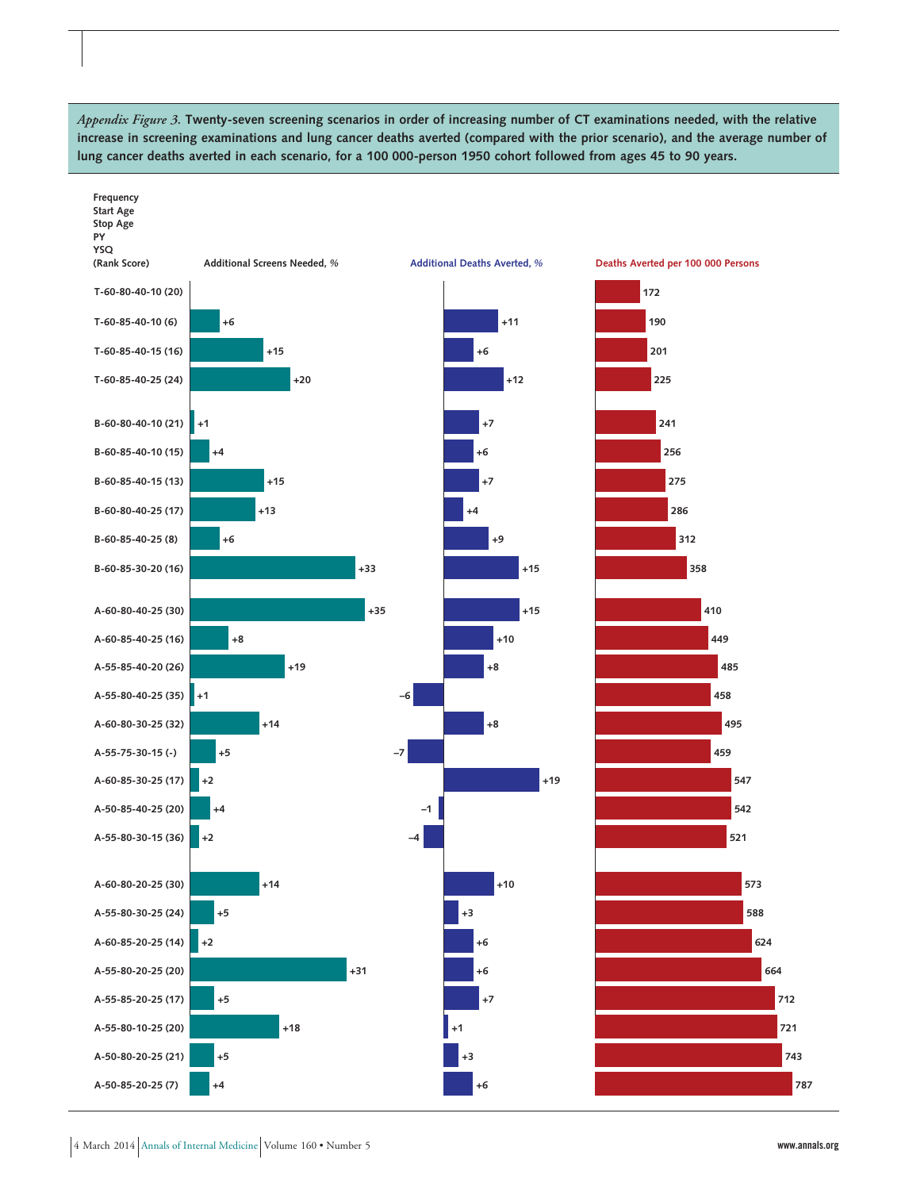*Appendix Figure 3.* **Twenty-seven screening scenarios in order of increasing number of CT examinations needed, with the relative increase in screening examinations and lung cancer deaths averted (compared with the prior scenario), and the average number of lung cancer deaths averted in each scenario, for a 100 000-person 1950 cohort followed from ages 45 to 90 years.**

| Frequency-Start Age-Stop Age-PY-YSQ (Rank Score) | Additional Screens Needed, % | Additional Deaths Averted, % | Deaths Averted per 100 000 Persons |
|---|---|---|---|
| T-60-80-40-10 (20) | | | 172 |
| T-60-85-40-10 (6) | +6 | +11 | 190 |
| T-60-85-40-15 (16) | +15 | +6 | 201 |
| T-60-85-40-25 (24) | +20 | +12 | 225 |
| B-60-80-40-10 (21) | +1 | +7 | 241 |
| B-60-85-40-10 (15) | +4 | +6 | 256 |
| B-60-85-40-15 (13) | +15 | +7 | 275 |
| B-60-80-40-25 (17) | +13 | +4 | 286 |
| B-60-85-40-25 (8) | +6 | +9 | 312 |
| B-60-85-30-20 (16) | +33 | +15 | 358 |
| A-60-80-40-25 (30) | +35 | +15 | 410 |
| A-60-85-40-25 (16) | +8 | +10 | 449 |
| A-55-85-40-20 (26) | +19 | +8 | 485 |
| A-55-80-40-25 (35) | +1 | −6 | 458 |
| A-60-80-30-25 (32) | +14 | +8 | 495 |
| A-55-75-30-15 (-) | +5 | −7 | 459 |
| A-60-85-30-25 (17) | +2 | +19 | 547 |
| A-50-85-40-25 (20) | +4 | −1 | 542 |
| A-55-80-30-15 (36) | +2 | −4 | 521 |
| A-60-80-20-25 (30) | +14 | +10 | 573 |
| A-55-80-30-25 (24) | +5 | +3 | 588 |
| A-60-85-20-25 (14) | +2 | +6 | 624 |
| A-55-80-20-25 (20) | +31 | +6 | 664 |
| A-55-85-20-25 (17) | +5 | +7 | 712 |
| A-55-80-10-25 (20) | +18 | +1 | 721 |
| A-50-80-20-25 (21) | +5 | +3 | 743 |
| A-50-85-20-25 (7) | +4 | +6 | 787 |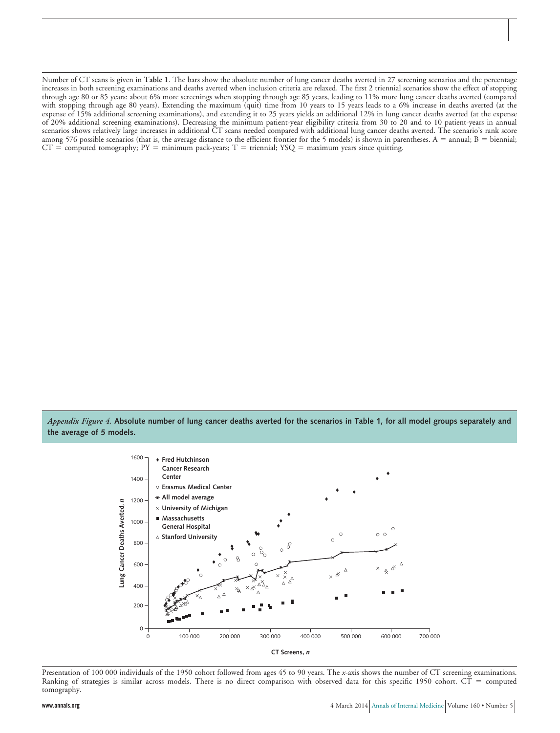Number of CT scans is given in **Table 1**. The bars show the absolute number of lung cancer deaths averted in 27 screening scenarios and the percentage increases in both screening examinations and deaths averted when inclusion criteria are relaxed. The first 2 triennial scenarios show the effect of stopping through age 80 or 85 years: about 6% more screenings when stopping through age 85 years, leading to 11% more lung cancer deaths averted (compared with stopping through age 80 years). Extending the maximum (quit) time from 10 years to 15 years leads to a 6% increase in deaths averted (at the expense of 15% additional screening examinations), and extending it to 25 years yields an additional 12% in lung cancer deaths averted (at the expense of 20% additional screening examinations). Decreasing the minimum patient-year eligibility criteria from 30 to 20 and to 10 patient-years in annual scenarios shows relatively large increases in additional CT scans needed compared with additional lung cancer deaths averted. The scenario's rank score among 576 possible scenarios (that is, the average distance to the efficient frontier for the 5 models) is shown in parentheses. A = annual; B = biennial; CT = computed tomography; PY = minimum pack-years; T = triennial; YSQ = maximum years since quitting.

*Appendix Figure 4.* **Absolute number of lung cancer deaths averted for the scenarios in Table 1, for all model groups separately and the average of 5 models.**

Lung Cancer Deaths Averted, *n*

1600
1400
1200
1000
800
600
400
200
0

0
100 000
200 000
300 000
400 000
500 000
600 000
700 000

CT Screens, *n*

Fred Hutchinson Cancer Research Center
Erasmus Medical Center
All model average
University of Michigan
Massachusetts General Hospital
Stanford University

Presentation of 100 000 individuals of the 1950 cohort followed from ages 45 to 90 years. The *x*-axis shows the number of CT screening examinations. Ranking of strategies is similar across models. There is no direct comparison with observed data for this specific 1950 cohort. CT = computed tomography.